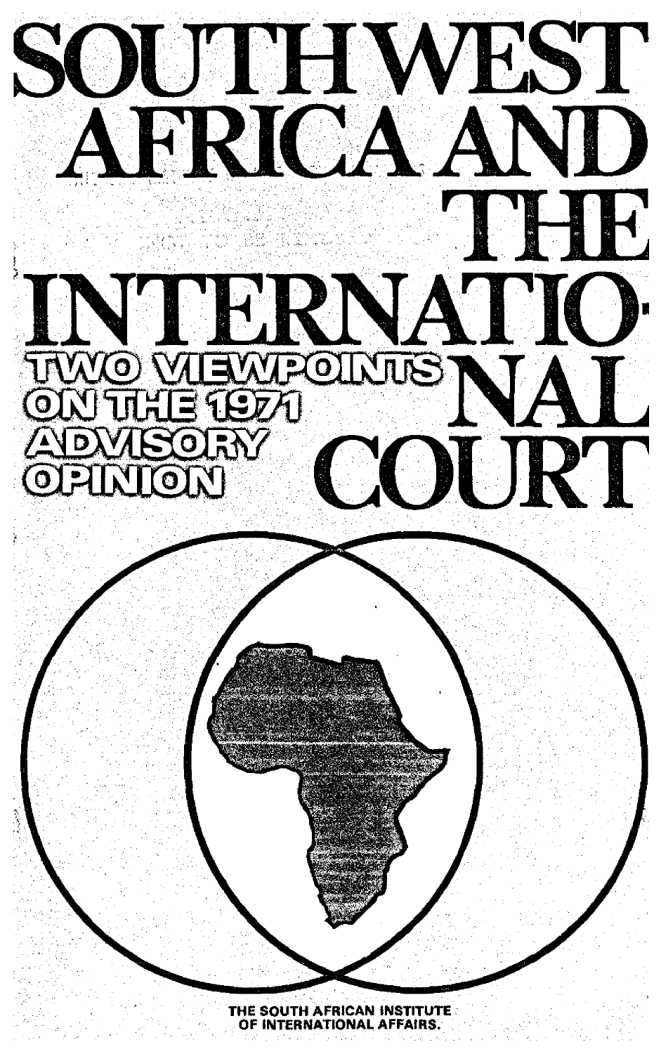# SOUTH WEST AFRICA AND THE INTERNATIONAL COURT

## TWO VIEWPOINTS ON THE 1971 ADVISORY OPINION

THE SOUTH AFRICAN INSTITUTE OF INTERNATIONAL AFFAIRS.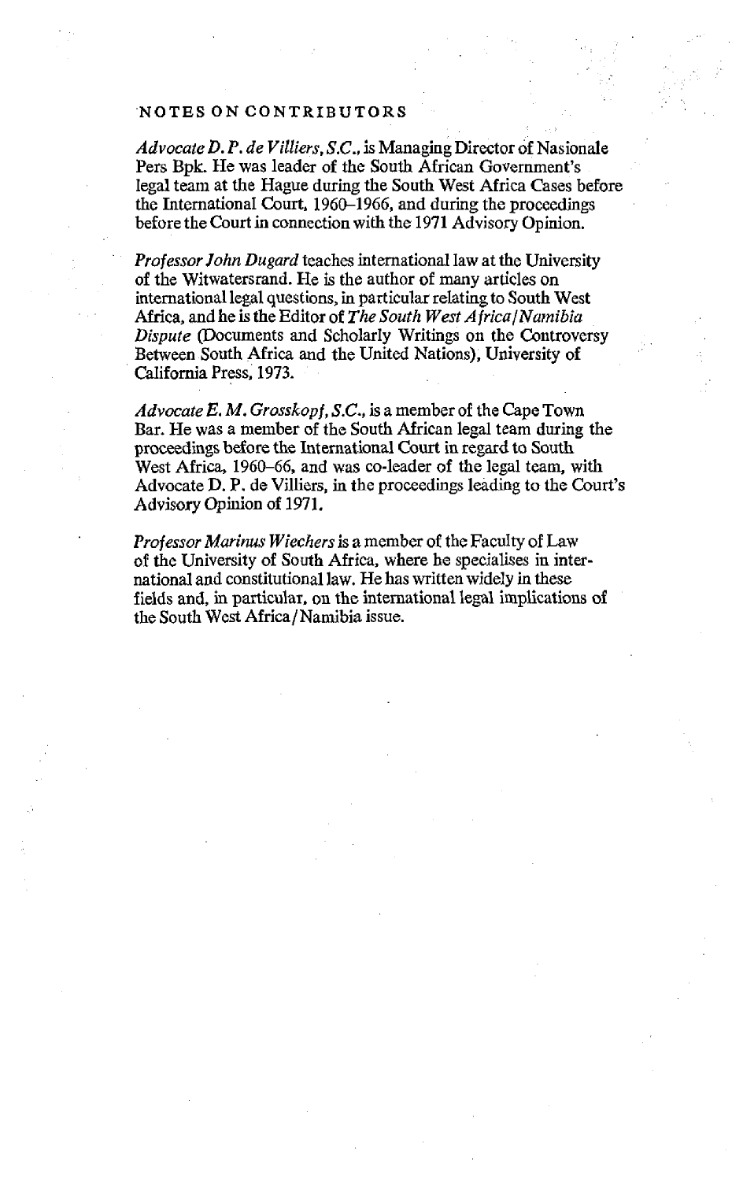## NOTES ON CONTRIBUTORS

*Advocate D. P. de Villiers, S.C.*, is Managing Director of Nasionale Pers Bpk. He was leader of the South African Government's legal team at the Hague during the South West Africa Cases before the International Court, 1960–1966, and during the proceedings before the Court in connection with the 1971 Advisory Opinion.

*Professor John Dugard* teaches international law at the University of the Witwatersrand. He is the author of many articles on international legal questions, in particular relating to South West Africa, and he is the Editor of *The South West Africa/Namibia Dispute* (Documents and Scholarly Writings on the Controversy Between South Africa and the United Nations), University of California Press, 1973.

*Advocate E. M. Grosskopf, S.C.*, is a member of the Cape Town Bar. He was a member of the South African legal team during the proceedings before the International Court in regard to South West Africa, 1960–66, and was co-leader of the legal team, with Advocate D. P. de Villiers, in the proceedings leading to the Court's Advisory Opinion of 1971.

*Professor Marinus Wiechers* is a member of the Faculty of Law of the University of South Africa, where he specialises in international and constitutional law. He has written widely in these fields and, in particular, on the international legal implications of the South West Africa/Namibia issue.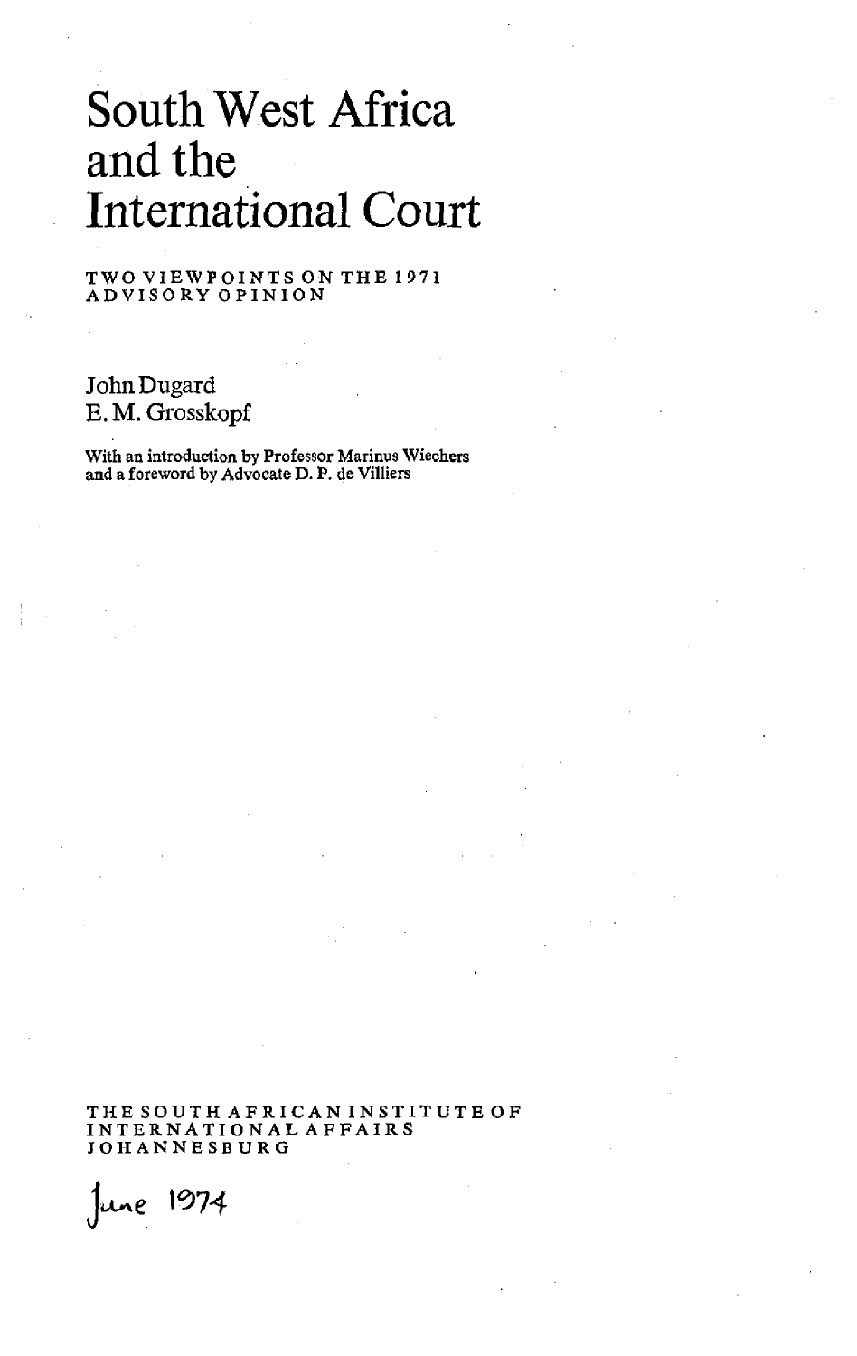# South West Africa and the International Court

TWO VIEWPOINTS ON THE 1971 ADVISORY OPINION

John Dugard
E. M. Grosskopf

With an introduction by Professor Marinus Wiechers
and a foreword by Advocate D. P. de Villiers

THE SOUTH AFRICAN INSTITUTE OF INTERNATIONAL AFFAIRS
JOHANNESBURG

June 1974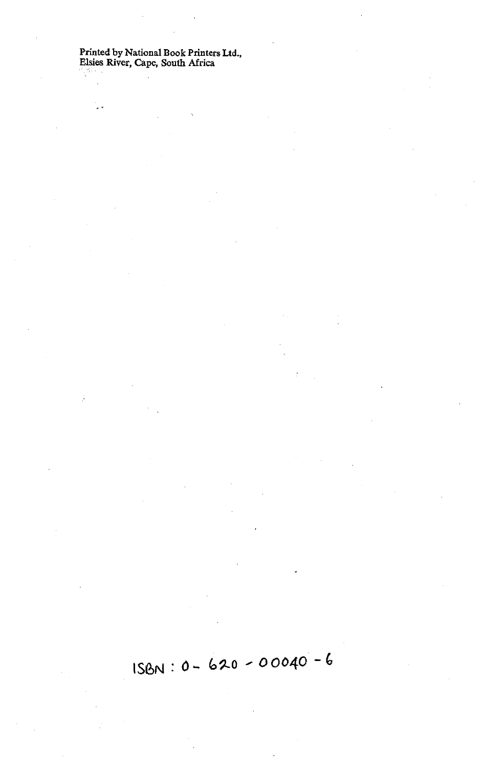Printed by National Book Printers Ltd.,
Elsies River, Cape, South Africa

ISBN : 0- 620 - 00040 - 6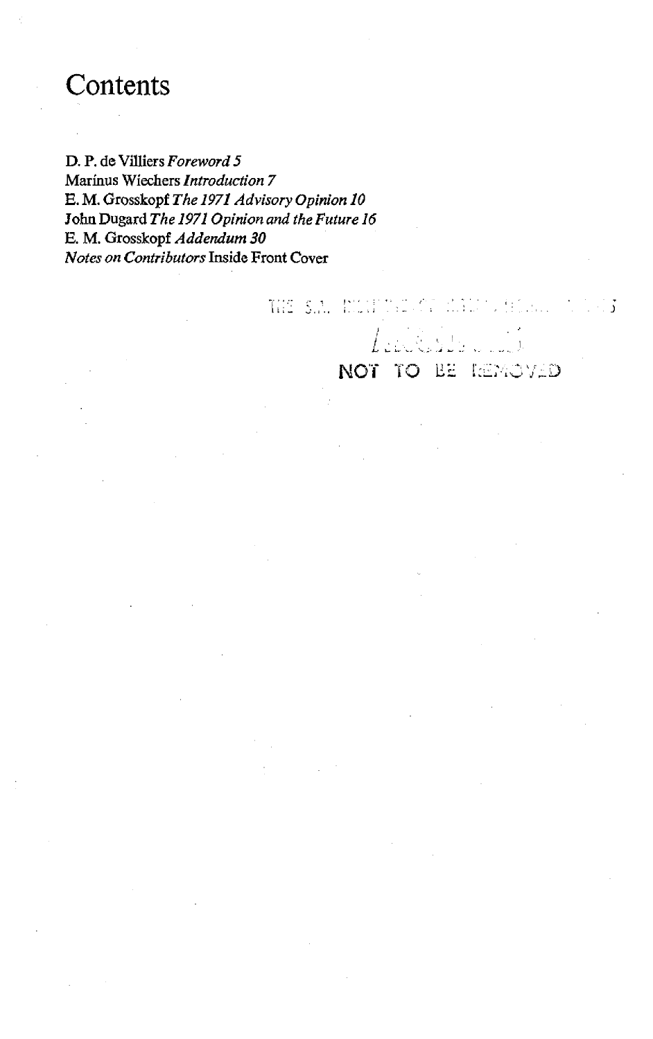# Contents

D. P. de Villiers *Foreword 5*
Marinus Wiechers *Introduction 7*
E. M. Grosskopf *The 1971 Advisory Opinion 10*
John Dugard *The 1971 Opinion and the Future 16*
E. M. Grosskopf *Addendum 30*
*Notes on Contributors* Inside Front Cover

NOT TO BE REMOVED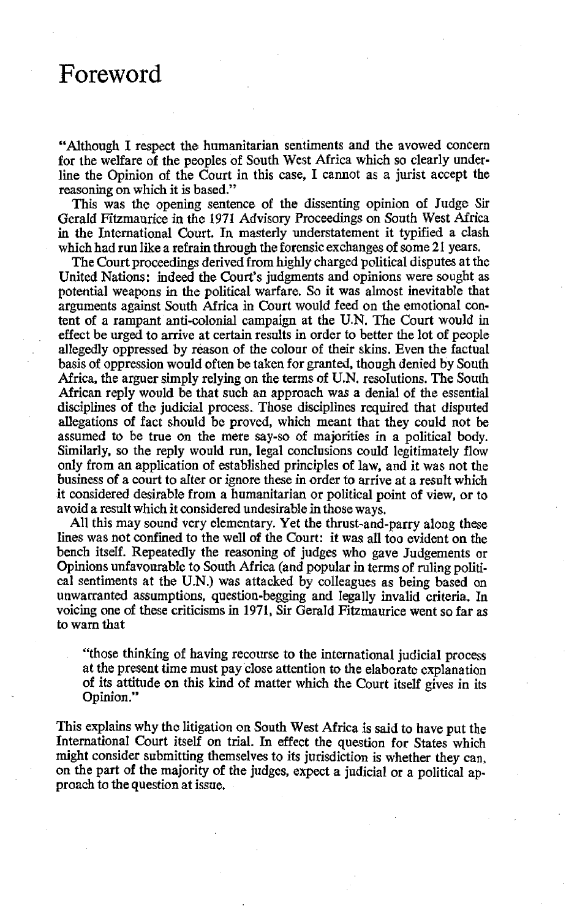# Foreword

"Although I respect the humanitarian sentiments and the avowed concern for the welfare of the peoples of South West Africa which so clearly underline the Opinion of the Court in this case, I cannot as a jurist accept the reasoning on which it is based."

This was the opening sentence of the dissenting opinion of Judge Sir Gerald Fitzmaurice in the 1971 Advisory Proceedings on South West Africa in the International Court. In masterly understatement it typified a clash which had run like a refrain through the forensic exchanges of some 21 years.

The Court proceedings derived from highly charged political disputes at the United Nations: indeed the Court's judgments and opinions were sought as potential weapons in the political warfare. So it was almost inevitable that arguments against South Africa in Court would feed on the emotional content of a rampant anti-colonial campaign at the U.N. The Court would in effect be urged to arrive at certain results in order to better the lot of people allegedly oppressed by reason of the colour of their skins. Even the factual basis of oppression would often be taken for granted, though denied by South Africa, the arguer simply relying on the terms of U.N. resolutions. The South African reply would be that such an approach was a denial of the essential disciplines of the judicial process. Those disciplines required that disputed allegations of fact should be proved, which meant that they could not be assumed to be true on the mere say-so of majorities in a political body. Similarly, so the reply would run, legal conclusions could legitimately flow only from an application of established principles of law, and it was not the business of a court to alter or ignore these in order to arrive at a result which it considered desirable from a humanitarian or political point of view, or to avoid a result which it considered undesirable in those ways.

All this may sound very elementary. Yet the thrust-and-parry along these lines was not confined to the well of the Court: it was all too evident on the bench itself. Repeatedly the reasoning of judges who gave Judgements or Opinions unfavourable to South Africa (and popular in terms of ruling political sentiments at the U.N.) was attacked by colleagues as being based on unwarranted assumptions, question-begging and legally invalid criteria. In voicing one of these criticisms in 1971, Sir Gerald Fitzmaurice went so far as to warn that

> "those thinking of having recourse to the international judicial process at the present time must pay close attention to the elaborate explanation of its attitude on this kind of matter which the Court itself gives in its Opinion."

This explains why the litigation on South West Africa is said to have put the International Court itself on trial. In effect the question for States which might consider submitting themselves to its jurisdiction is whether they can, on the part of the majority of the judges, expect a judicial or a political approach to the question at issue.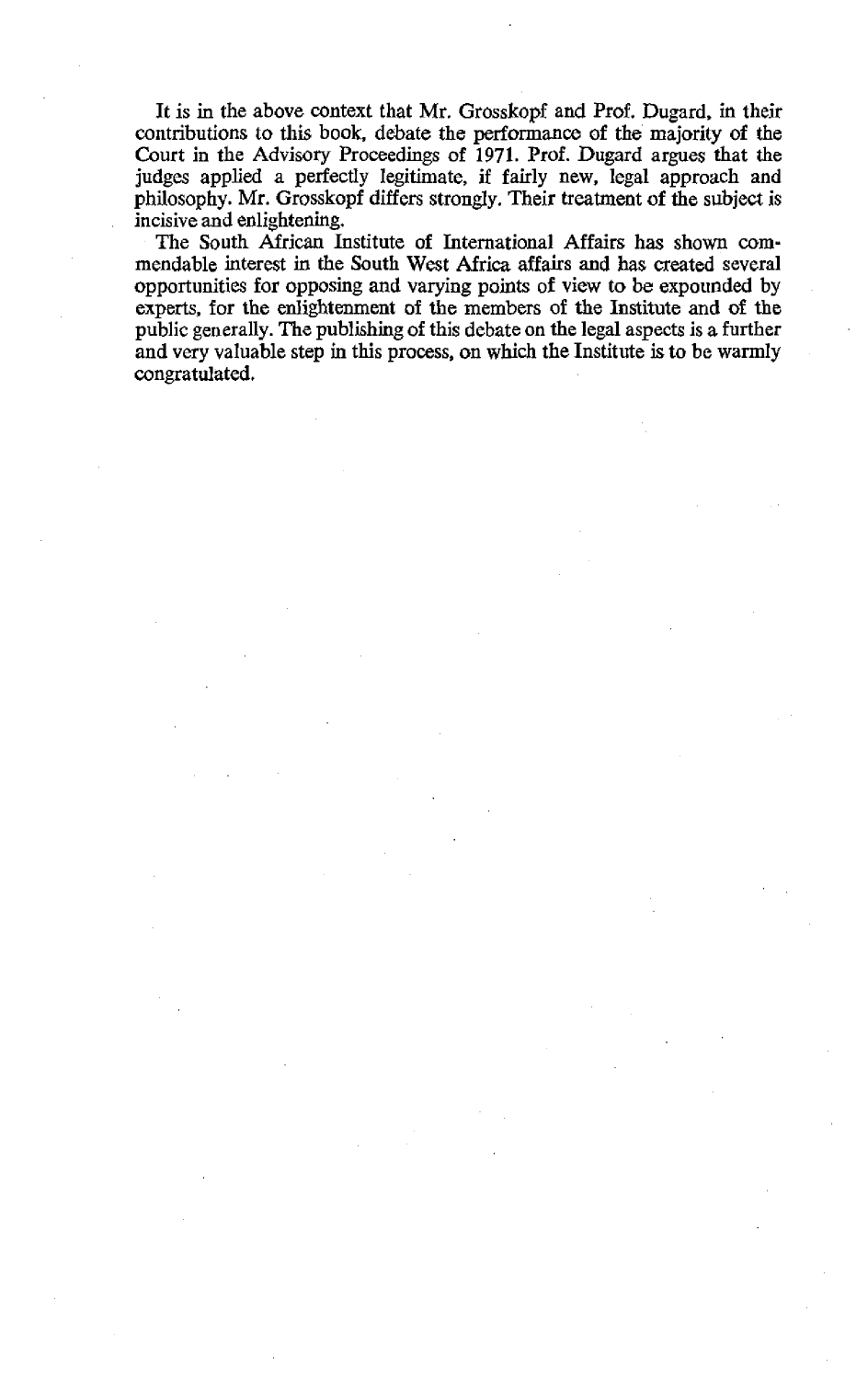It is in the above context that Mr. Grosskopf and Prof. Dugard, in their contributions to this book, debate the performance of the majority of the Court in the Advisory Proceedings of 1971. Prof. Dugard argues that the judges applied a perfectly legitimate, if fairly new, legal approach and philosophy. Mr. Grosskopf differs strongly. Their treatment of the subject is incisive and enlightening.

The South African Institute of International Affairs has shown commendable interest in the South West Africa affairs and has created several opportunities for opposing and varying points of view to be expounded by experts, for the enlightenment of the members of the Institute and of the public generally. The publishing of this debate on the legal aspects is a further and very valuable step in this process, on which the Institute is to be warmly congratulated.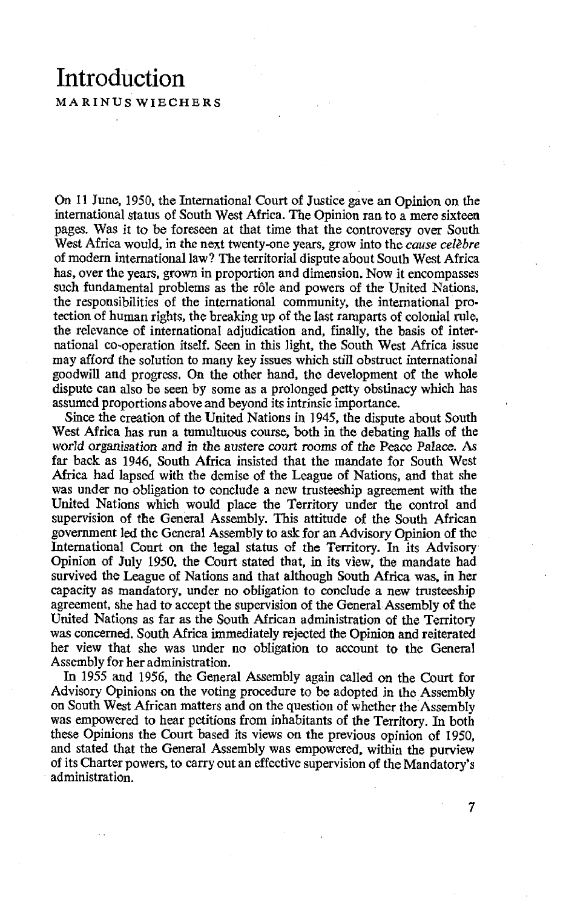# Introduction

MARINUS WIECHERS

On 11 June, 1950, the International Court of Justice gave an Opinion on the international status of South West Africa. The Opinion ran to a mere sixteen pages. Was it to be foreseen at that time that the controversy over South West Africa would, in the next twenty-one years, grow into the *cause celèbre* of modern international law? The territorial dispute about South West Africa has, over the years, grown in proportion and dimension. Now it encompasses such fundamental problems as the rôle and powers of the United Nations, the responsibilities of the international community, the international protection of human rights, the breaking up of the last ramparts of colonial rule, the relevance of international adjudication and, finally, the basis of international co-operation itself. Seen in this light, the South West Africa issue may afford the solution to many key issues which still obstruct international goodwill and progress. On the other hand, the development of the whole dispute can also be seen by some as a prolonged petty obstinacy which has assumed proportions above and beyond its intrinsic importance.

Since the creation of the United Nations in 1945, the dispute about South West Africa has run a tumultuous course, both in the debating halls of the world organisation and in the austere court rooms of the Peace Palace. As far back as 1946, South Africa insisted that the mandate for South West Africa had lapsed with the demise of the League of Nations, and that she was under no obligation to conclude a new trusteeship agreement with the United Nations which would place the Territory under the control and supervision of the General Assembly. This attitude of the South African government led the General Assembly to ask for an Advisory Opinion of the International Court on the legal status of the Territory. In its Advisory Opinion of July 1950, the Court stated that, in its view, the mandate had survived the League of Nations and that although South Africa was, in her capacity as mandatory, under no obligation to conclude a new trusteeship agreement, she had to accept the supervision of the General Assembly of the United Nations as far as the South African administration of the Territory was concerned. South Africa immediately rejected the Opinion and reiterated her view that she was under no obligation to account to the General Assembly for her administration.

In 1955 and 1956, the General Assembly again called on the Court for Advisory Opinions on the voting procedure to be adopted in the Assembly on South West African matters and on the question of whether the Assembly was empowered to hear petitions from inhabitants of the Territory. In both these Opinions the Court based its views on the previous opinion of 1950, and stated that the General Assembly was empowered, within the purview of its Charter powers, to carry out an effective supervision of the Mandatory's administration.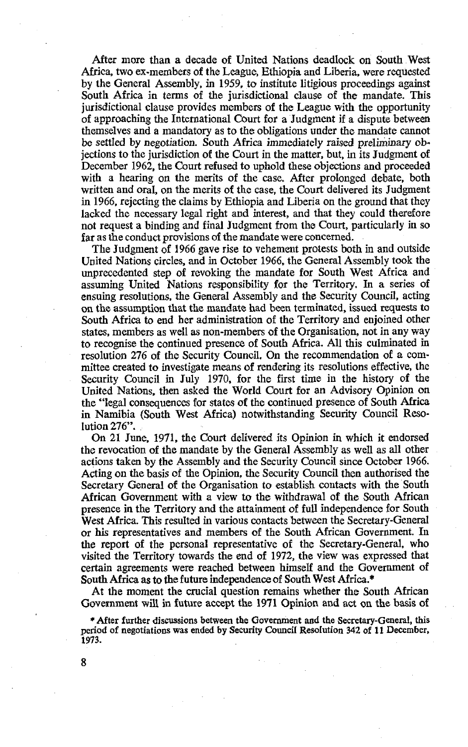After more than a decade of United Nations deadlock on South West Africa, two ex-members of the League, Ethiopia and Liberia, were requested by the General Assembly, in 1959, to institute litigious proceedings against South Africa in terms of the jurisdictional clause of the mandate. This jurisdictional clause provides members of the League with the opportunity of approaching the International Court for a Judgment if a dispute between themselves and a mandatory as to the obligations under the mandate cannot be settled by negotiation. South Africa immediately raised preliminary objections to the jurisdiction of the Court in the matter, but, in its Judgment of December 1962, the Court refused to uphold these objections and proceeded with a hearing on the merits of the case. After prolonged debate, both written and oral, on the merits of the case, the Court delivered its Judgment in 1966, rejecting the claims by Ethiopia and Liberia on the ground that they lacked the necessary legal right and interest, and that they could therefore not request a binding and final Judgment from the Court, particularly in so far as the conduct provisions of the mandate were concerned.

The Judgment of 1966 gave rise to vehement protests both in and outside United Nations circles, and in October 1966, the General Assembly took the unprecedented step of revoking the mandate for South West Africa and assuming United Nations responsibility for the Territory. In a series of ensuing resolutions, the General Assembly and the Security Council, acting on the assumption that the mandate had been terminated, issued requests to South Africa to end her administration of the Territory and enjoined other states, members as well as non-members of the Organisation, not in any way to recognise the continued presence of South Africa. All this culminated in resolution 276 of the Security Council. On the recommendation of a committee created to investigate means of rendering its resolutions effective, the Security Council in July 1970, for the first time in the history of the United Nations, then asked the World Court for an Advisory Opinion on the "legal consequences for states of the continued presence of South Africa in Namibia (South West Africa) notwithstanding Security Council Resolution 276".

On 21 June, 1971, the Court delivered its Opinion in which it endorsed the revocation of the mandate by the General Assembly as well as all other actions taken by the Assembly and the Security Council since October 1966. Acting on the basis of the Opinion, the Security Council then authorised the Secretary General of the Organisation to establish contacts with the South African Government with a view to the withdrawal of the South African presence in the Territory and the attainment of full independence for South West Africa. This resulted in various contacts between the Secretary-General or his representatives and members of the South African Government. In the report of the personal representative of the Secretary-General, who visited the Territory towards the end of 1972, the view was expressed that certain agreements were reached between himself and the Government of South Africa as to the future independence of South West Africa.*

At the moment the crucial question remains whether the South African Government will in future accept the 1971 Opinion and act on the basis of

* After further discussions between the Government and the Secretary-General, this period of negotiations was ended by Security Council Resolution 342 of 11 December, 1973.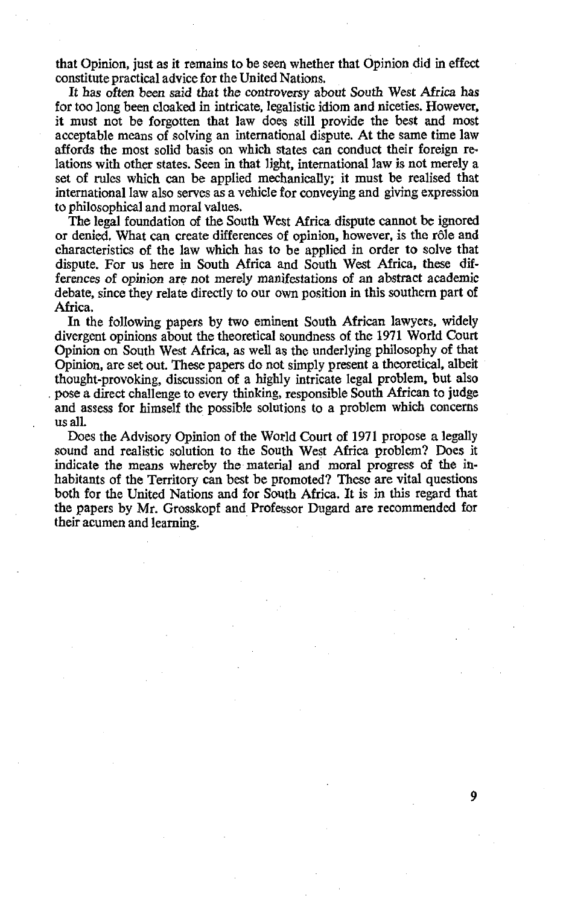that Opinion, just as it remains to be seen whether that Opinion did in effect constitute practical advice for the United Nations.

It has often been said that the controversy about South West Africa has for too long been cloaked in intricate, legalistic idiom and niceties. However, it must not be forgotten that law does still provide the best and most acceptable means of solving an international dispute. At the same time law affords the most solid basis on which states can conduct their foreign relations with other states. Seen in that light, international law is not merely a set of rules which can be applied mechanically; it must be realised that international law also serves as a vehicle for conveying and giving expression to philosophical and moral values.

The legal foundation of the South West Africa dispute cannot be ignored or denied. What can create differences of opinion, however, is the rôle and characteristics of the law which has to be applied in order to solve that dispute. For us here in South Africa and South West Africa, these differences of opinion are not merely manifestations of an abstract academic debate, since they relate directly to our own position in this southern part of Africa.

In the following papers by two eminent South African lawyers, widely divergent opinions about the theoretical soundness of the 1971 World Court Opinion on South West Africa, as well as the underlying philosophy of that Opinion, are set out. These papers do not simply present a theoretical, albeit thought-provoking, discussion of a highly intricate legal problem, but also pose a direct challenge to every thinking, responsible South African to judge and assess for himself the possible solutions to a problem which concerns us all.

Does the Advisory Opinion of the World Court of 1971 propose a legally sound and realistic solution to the South West Africa problem? Does it indicate the means whereby the material and moral progress of the inhabitants of the Territory can best be promoted? These are vital questions both for the United Nations and for South Africa. It is in this regard that the papers by Mr. Grosskopf and Professor Dugard are recommended for their acumen and learning.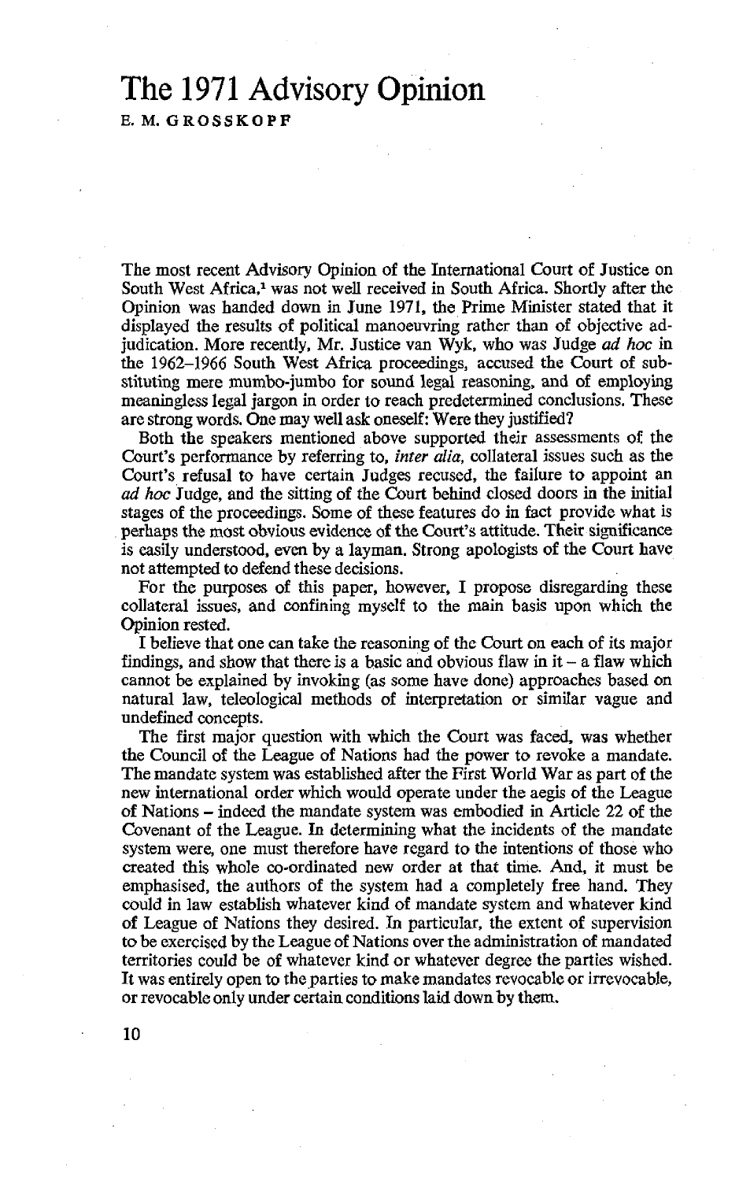# The 1971 Advisory Opinion

E. M. GROSSKOPF

The most recent Advisory Opinion of the International Court of Justice on South West Africa,[1] was not well received in South Africa. Shortly after the Opinion was handed down in June 1971, the Prime Minister stated that it displayed the results of political manoeuvring rather than of objective adjudication. More recently, Mr. Justice van Wyk, who was Judge *ad hoc* in the 1962–1966 South West Africa proceedings, accused the Court of substituting mere mumbo-jumbo for sound legal reasoning, and of employing meaningless legal jargon in order to reach predetermined conclusions. These are strong words. One may well ask oneself: Were they justified?

Both the speakers mentioned above supported their assessments of the Court's performance by referring to, *inter alia*, collateral issues such as the Court's refusal to have certain Judges recused, the failure to appoint an *ad hoc* Judge, and the sitting of the Court behind closed doors in the initial stages of the proceedings. Some of these features do in fact provide what is perhaps the most obvious evidence of the Court's attitude. Their significance is easily understood, even by a layman. Strong apologists of the Court have not attempted to defend these decisions.

For the purposes of this paper, however, I propose disregarding these collateral issues, and confining myself to the main basis upon which the Opinion rested.

I believe that one can take the reasoning of the Court on each of its major findings, and show that there is a basic and obvious flaw in it – a flaw which cannot be explained by invoking (as some have done) approaches based on natural law, teleological methods of interpretation or similar vague and undefined concepts.

The first major question with which the Court was faced, was whether the Council of the League of Nations had the power to revoke a mandate. The mandate system was established after the First World War as part of the new international order which would operate under the aegis of the League of Nations – indeed the mandate system was embodied in Article 22 of the Covenant of the League. In determining what the incidents of the mandate system were, one must therefore have regard to the intentions of those who created this whole co-ordinated new order at that time. And, it must be emphasised, the authors of the system had a completely free hand. They could in law establish whatever kind of mandate system and whatever kind of League of Nations they desired. In particular, the extent of supervision to be exercised by the League of Nations over the administration of mandated territories could be of whatever kind or whatever degree the parties wished. It was entirely open to the parties to make mandates revocable or irrevocable, or revocable only under certain conditions laid down by them.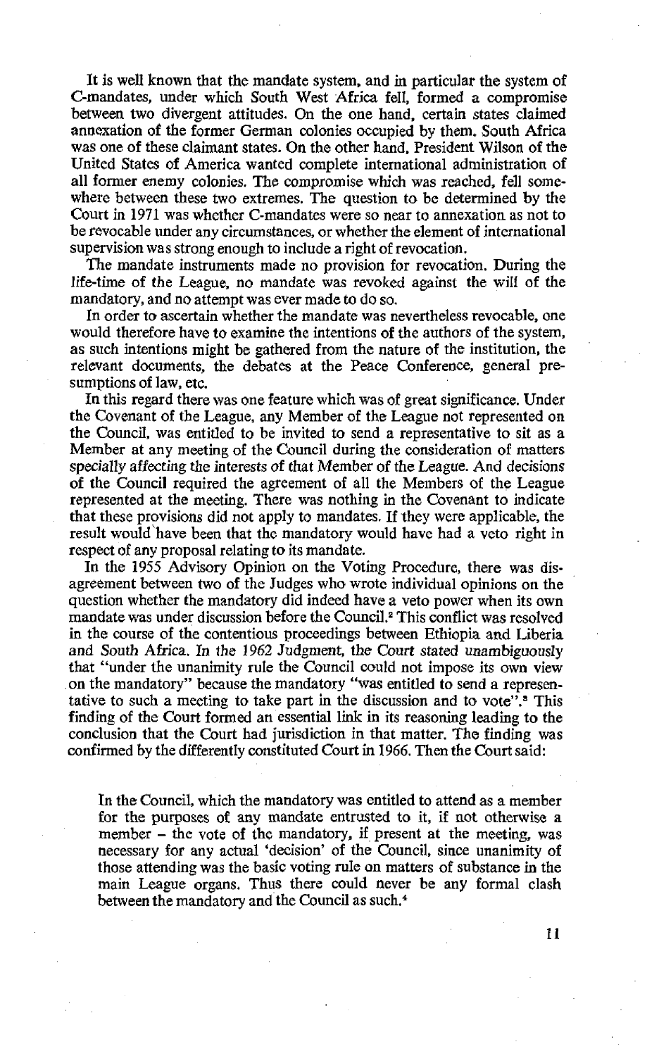It is well known that the mandate system, and in particular the system of C-mandates, under which South West Africa fell, formed a compromise between two divergent attitudes. On the one hand, certain states claimed annexation of the former German colonies occupied by them. South Africa was one of these claimant states. On the other hand, President Wilson of the United States of America wanted complete international administration of all former enemy colonies. The compromise which was reached, fell somewhere between these two extremes. The question to be determined by the Court in 1971 was whether C-mandates were so near to annexation as not to be revocable under any circumstances, or whether the element of international supervision was strong enough to include a right of revocation.

The mandate instruments made no provision for revocation. During the life-time of the League, no mandate was revoked against the will of the mandatory, and no attempt was ever made to do so.

In order to ascertain whether the mandate was nevertheless revocable, one would therefore have to examine the intentions of the authors of the system, as such intentions might be gathered from the nature of the institution, the relevant documents, the debates at the Peace Conference, general presumptions of law, etc.

In this regard there was one feature which was of great significance. Under the Covenant of the League, any Member of the League not represented on the Council, was entitled to be invited to send a representative to sit as a Member at any meeting of the Council during the consideration of matters *specially affecting the interests of that Member of the League*. And decisions of the Council required the agreement of all the Members of the League represented at the meeting. There was nothing in the Covenant to indicate that these provisions did not apply to mandates. If they were applicable, the result would have been that the mandatory would have had a veto right in respect of any proposal relating to its mandate.

In the 1955 Advisory Opinion on the Voting Procedure, there was disagreement between two of the Judges who wrote individual opinions on the question whether the mandatory did indeed have a veto power when its own mandate was under discussion before the Council.[2] This conflict was resolved in the course of the contentious proceedings between Ethiopia and Liberia and South Africa. *In the 1962 Judgment, the Court stated unambiguously* that "under the unanimity rule the Council could not impose its own view on the mandatory" because the mandatory "was entitled to send a representative to such a meeting to take part in the discussion and to vote".[3] This finding of the Court formed an essential link in its reasoning leading to the conclusion that the Court had jurisdiction in that matter. The finding was confirmed by the differently constituted Court in 1966. Then the Court said:

> In the Council, which the mandatory was entitled to attend as a member for the purposes of any mandate entrusted to it, if not otherwise a member – the vote of the mandatory, if present at the meeting, was necessary for any actual 'decision' of the Council, since unanimity of those attending was the basic voting rule on matters of substance in the main League organs. Thus there could never be any formal clash between the mandatory and the Council as such.[4]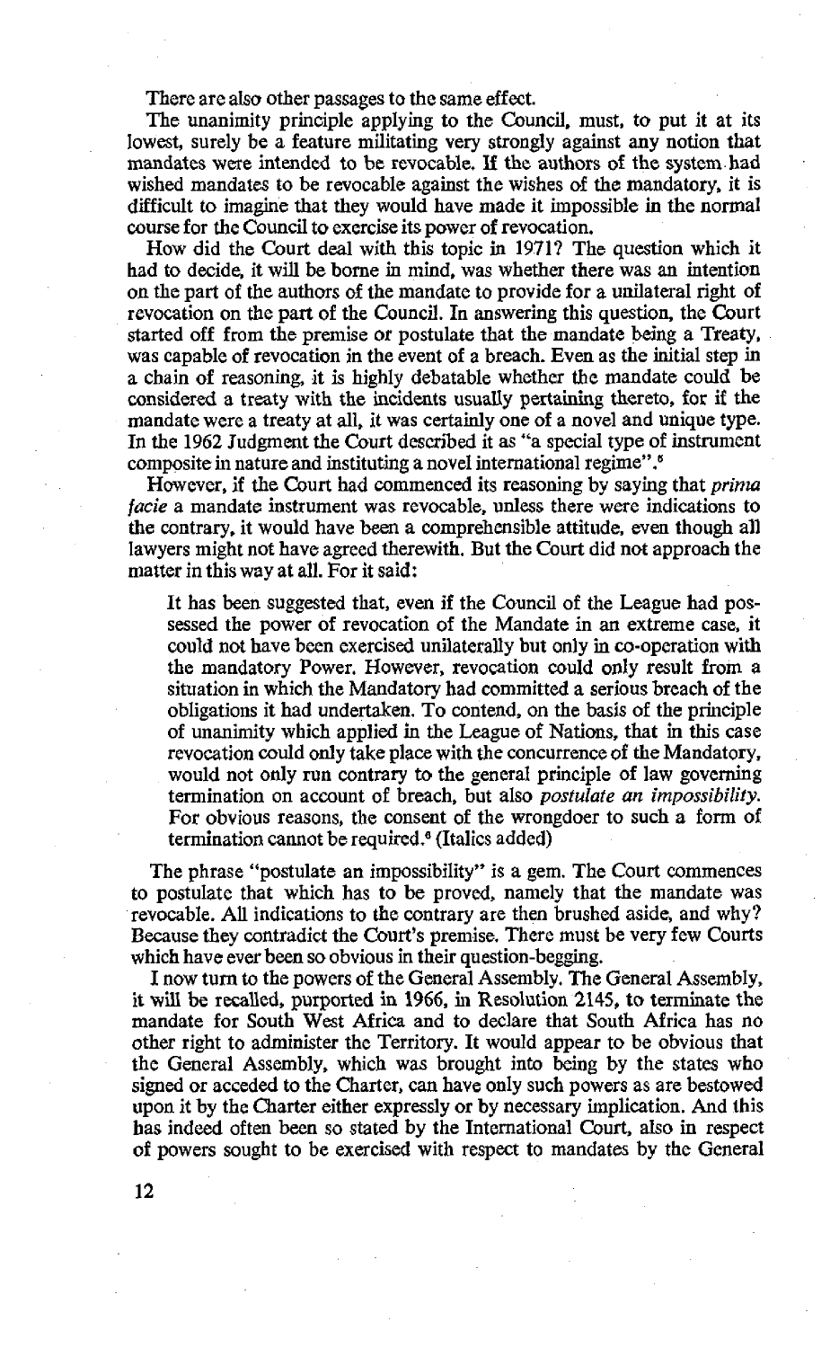There are also other passages to the same effect.

The unanimity principle applying to the Council, must, to put it at its lowest, surely be a feature militating very strongly against any notion that mandates were intended to be revocable. If the authors of the system had wished mandates to be revocable against the wishes of the mandatory, it is difficult to imagine that they would have made it impossible in the normal course for the Council to exercise its power of revocation.

How did the Court deal with this topic in 1971? The question which it had to decide, it will be borne in mind, was whether there was an intention on the part of the authors of the mandate to provide for a unilateral right of revocation on the part of the Council. In answering this question, the Court started off from the premise or postulate that the mandate being a Treaty, was capable of revocation in the event of a breach. Even as the initial step in a chain of reasoning, it is highly debatable whether the mandate could be considered a treaty with the incidents usually pertaining thereto, for if the mandate were a treaty at all, it was certainly one of a novel and unique type. In the 1962 Judgment the Court described it as "a special type of instrument composite in nature and instituting a novel international regime".[5]

However, if the Court had commenced its reasoning by saying that *prima facie* a mandate instrument was revocable, unless there were indications to the contrary, it would have been a comprehensible attitude, even though all lawyers might not have agreed therewith. But the Court did not approach the matter in this way at all. For it said:

> It has been suggested that, even if the Council of the League had possessed the power of revocation of the Mandate in an extreme case, it could not have been exercised unilaterally but only in co-operation with the mandatory Power. However, revocation could only result from a situation in which the Mandatory had committed a serious breach of the obligations it had undertaken. To contend, on the basis of the principle of unanimity which applied in the League of Nations, that in this case revocation could only take place with the concurrence of the Mandatory, would not only run contrary to the general principle of law governing termination on account of breach, but also *postulate an impossibility.* For obvious reasons, the consent of the wrongdoer to such a form of termination cannot be required.[6] (Italics added)

The phrase "postulate an impossibility" is a gem. The Court commences to postulate that which has to be proved, namely that the mandate was revocable. All indications to the contrary are then brushed aside, and why? Because they contradict the Court's premise. There must be very few Courts which have ever been so obvious in their question-begging.

I now turn to the powers of the General Assembly. The General Assembly, it will be recalled, purported in 1966, in Resolution 2145, to terminate the mandate for South West Africa and to declare that South Africa has no other right to administer the Territory. It would appear to be obvious that the General Assembly, which was brought into being by the states who signed or acceded to the Charter, can have only such powers as are bestowed upon it by the Charter either expressly or by necessary implication. And this has indeed often been so stated by the International Court, also in respect of powers sought to be exercised with respect to mandates by the General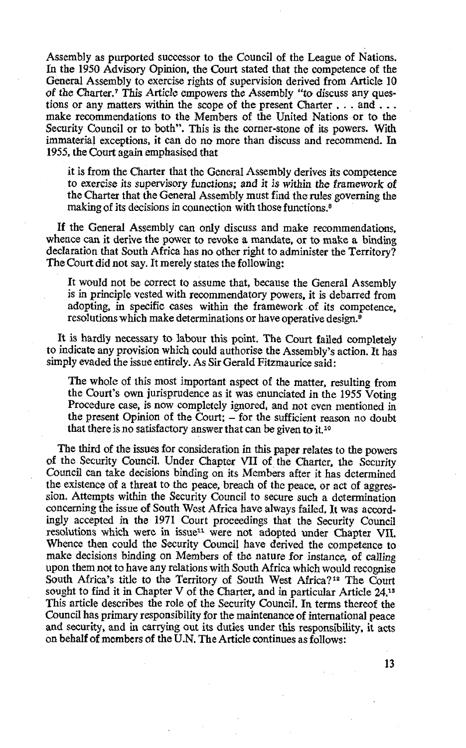Assembly as purported successor to the Council of the League of Nations. In the 1950 Advisory Opinion, the Court stated that the competence of the General Assembly to exercise rights of supervision derived from Article 10 of the Charter.[7] This Article empowers the Assembly "to discuss any questions or any matters within the scope of the present Charter . . . and . . . make recommendations to the Members of the United Nations or to the Security Council or to both". This is the corner-stone of its powers. With immaterial exceptions, it can do no more than discuss and recommend. In 1955, the Court again emphasised that

> it is from the Charter that the General Assembly derives its competence to exercise its supervisory functions; and it is within the framework of the Charter that the General Assembly must find the rules governing the making of its decisions in connection with those functions.[8]

If the General Assembly can only discuss and make recommendations, whence can it derive the power to revoke a mandate, or to make a binding declaration that South Africa has no other right to administer the Territory? The Court did not say. It merely states the following:

> It would not be correct to assume that, because the General Assembly is in principle vested with recommendatory powers, it is debarred from adopting, in specific cases within the framework of its competence, resolutions which make determinations or have operative design.[9]

It is hardly necessary to labour this point. The Court failed completely to indicate any provision which could authorise the Assembly's action. It has simply evaded the issue entirely. As Sir Gerald Fitzmaurice said:

> The whole of this most important aspect of the matter, resulting from the Court's own jurisprudence as it was enunciated in the 1955 Voting Procedure case, is now completely ignored, and not even mentioned in the present Opinion of the Court; – for the sufficient reason no doubt that there is no satisfactory answer that can be given to it.[10]

The third of the issues for consideration in this paper relates to the powers of the Security Council. Under Chapter VII of the Charter, the Security Council can take decisions binding on its Members after it has determined the existence of a threat to the peace, breach of the peace, or act of aggression. Attempts within the Security Council to secure such a determination concerning the issue of South West Africa have always failed. It was accordingly accepted in the 1971 Court proceedings that the Security Council resolutions which were in issue[11] were not adopted under Chapter VII. Whence then could the Security Council have derived the competence to make decisions binding on Members of the nature for instance, of calling upon them not to have any relations with South Africa which would recognise South Africa's title to the Territory of South West Africa?[12] The Court sought to find it in Chapter V of the Charter, and in particular Article 24.[13] This article describes the role of the Security Council. In terms thereof the Council has primary responsibility for the maintenance of international peace and security, and in carrying out its duties under this responsibility, it acts on behalf of members of the U.N. The Article continues as follows: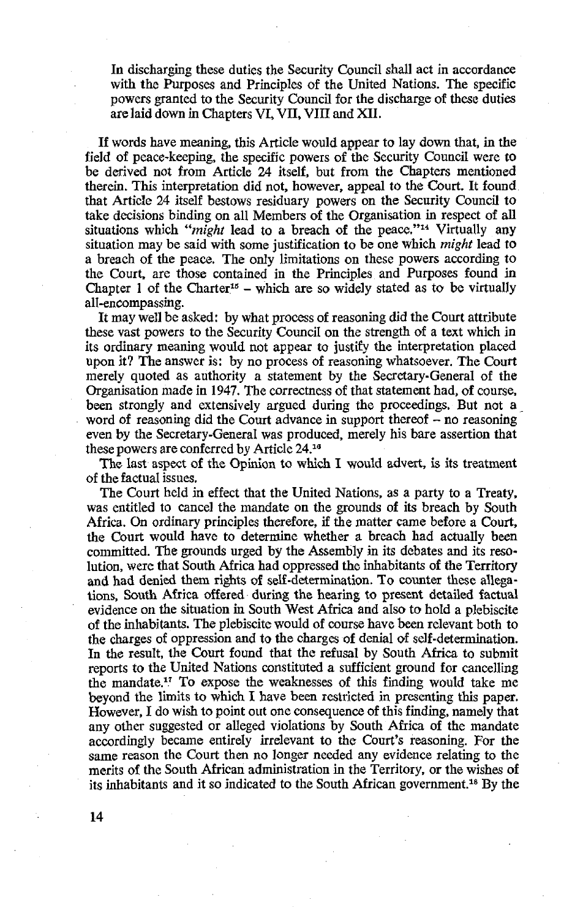In discharging these duties the Security Council shall act in accordance with the Purposes and Principles of the United Nations. The specific powers granted to the Security Council for the discharge of these duties are laid down in Chapters VI, VII, VIII and XII.

If words have meaning, this Article would appear to lay down that, in the field of peace-keeping, the specific powers of the Security Council were to be derived not from Article 24 itself, but from the Chapters mentioned therein. This interpretation did not, however, appeal to the Court. It found that Article 24 itself bestows residuary powers on the Security Council to take decisions binding on all Members of the Organisation in respect of all situations which "*might* lead to a breach of the peace."[14] Virtually any situation may be said with some justification to be one which *might* lead to a breach of the peace. The only limitations on these powers according to the Court, are those contained in the Principles and Purposes found in Chapter 1 of the Charter[15] – which are so widely stated as to be virtually all-encompassing.

It may well be asked: by what process of reasoning did the Court attribute these vast powers to the Security Council on the strength of a text which in its ordinary meaning would not appear to justify the interpretation placed upon it? The answer is: by no process of reasoning whatsoever. The Court merely quoted as authority a statement by the Secretary-General of the Organisation made in 1947. The correctness of that statement had, of course, been strongly and extensively argued during the proceedings. But not a word of reasoning did the Court advance in support thereof – no reasoning even by the Secretary-General was produced, merely his bare assertion that these powers are conferred by Article 24.[16]

The last aspect of the Opinion to which I would advert, is its treatment of the factual issues.

The Court held in effect that the United Nations, as a party to a Treaty, was entitled to cancel the mandate on the grounds of its breach by South Africa. On ordinary principles therefore, if the matter came before a Court, the Court would have to determine whether a breach had actually been committed. The grounds urged by the Assembly in its debates and its resolution, were that South Africa had oppressed the inhabitants of the Territory and had denied them rights of self-determination. To counter these allegations, South Africa offered during the hearing to present detailed factual evidence on the situation in South West Africa and also to hold a plebiscite of the inhabitants. The plebiscite would of course have been relevant both to the charges of oppression and to the charges of denial of self-determination. In the result, the Court found that the refusal by South Africa to submit reports to the United Nations constituted a sufficient ground for cancelling the mandate.[17] To expose the weaknesses of this finding would take me beyond the limits to which I have been restricted in presenting this paper. However, I do wish to point out one consequence of this finding, namely that any other suggested or alleged violations by South Africa of the mandate accordingly became entirely irrelevant to the Court's reasoning. For the same reason the Court then no longer needed any evidence relating to the merits of the South African administration in the Territory, or the wishes of its inhabitants and it so indicated to the South African government.[18] By the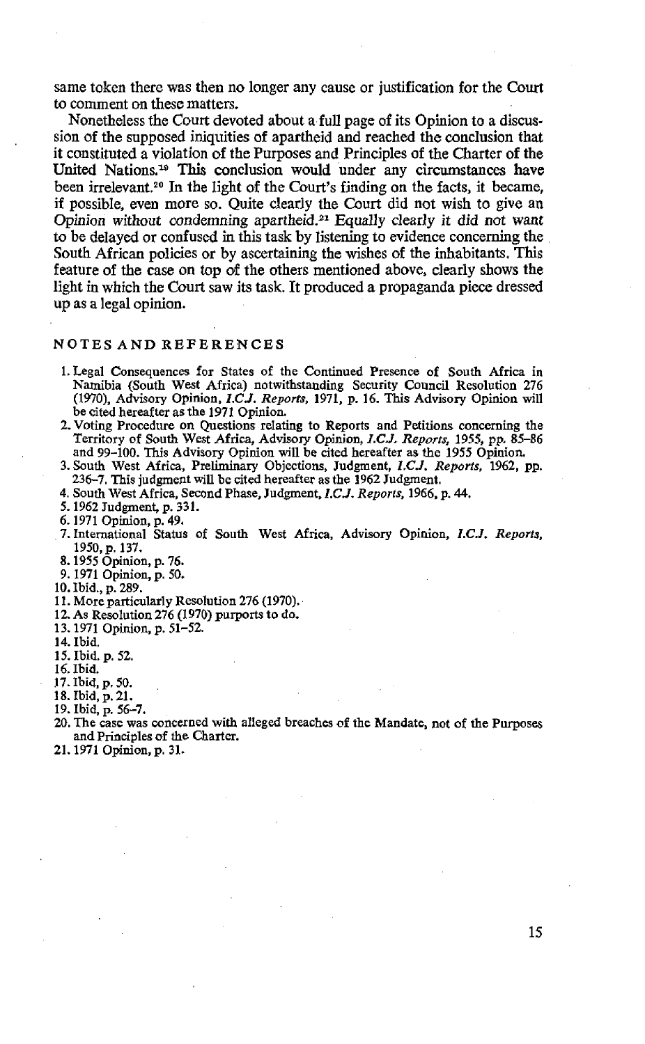same token there was then no longer any cause or justification for the Court to comment on these matters.

Nonetheless the Court devoted about a full page of its Opinion to a discussion of the supposed iniquities of apartheid and reached the conclusion that it constituted a violation of the Purposes and Principles of the Charter of the United Nations.[19] This conclusion would under any circumstances have been irrelevant.[20] In the light of the Court's finding on the facts, it became, if possible, even more so. Quite clearly the Court did not wish to give an Opinion without condemning apartheid.[21] Equally clearly it did not want to be delayed or confused in this task by listening to evidence concerning the South African policies or by ascertaining the wishes of the inhabitants. This feature of the case on top of the others mentioned above, clearly shows the light in which the Court saw its task. It produced a propaganda piece dressed up as a legal opinion.

## NOTES AND REFERENCES

1. Legal Consequences for States of the Continued Presence of South Africa in Namibia (South West Africa) notwithstanding Security Council Resolution 276 (1970), Advisory Opinion, *I.C.J. Reports*, 1971, p. 16. This Advisory Opinion will be cited hereafter as the 1971 Opinion.
2. Voting Procedure on Questions relating to Reports and Petitions concerning the Territory of South West Africa, Advisory Opinion, *I.C.J. Reports*, 1955, pp. 85–86 and 99–100. This Advisory Opinion will be cited hereafter as the 1955 Opinion.
3. South West Africa, Preliminary Objections, Judgment, *I.C.J. Reports*, 1962, pp. 236–7. This judgment will be cited hereafter as the 1962 Judgment.
4. South West Africa, Second Phase, Judgment, *I.C.J. Reports*, 1966, p. 44.
5. 1962 Judgment, p. 331.
6. 1971 Opinion, p. 49.
7. International Status of South West Africa, Advisory Opinion, *I.C.J. Reports*, 1950, p. 137.
8. 1955 Opinion, p. 76.
9. 1971 Opinion, p. 50.
10. Ibid., p. 289.
11. More particularly Resolution 276 (1970).
12. As Resolution 276 (1970) purports to do.
13. 1971 Opinion, p. 51–52.
14. Ibid.
15. Ibid. p. 52.
16. Ibid.
17. Ibid, p. 50.
18. Ibid, p. 21.
19. Ibid, p. 56–7.
20. The case was concerned with alleged breaches of the Mandate, not of the Purposes and Principles of the Charter.
21. 1971 Opinion, p. 31.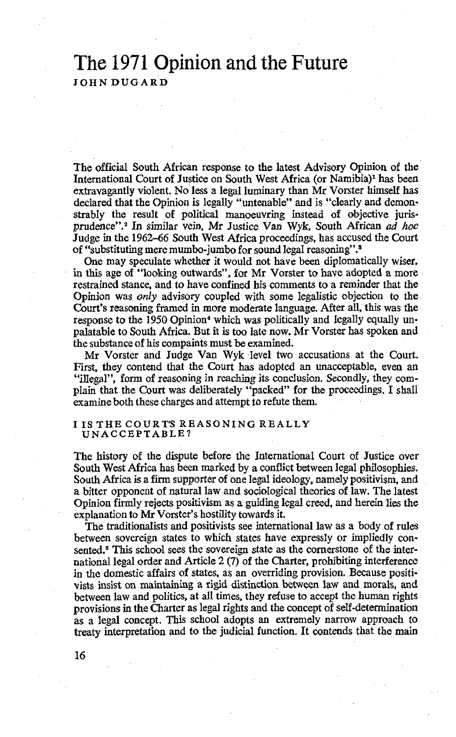# The 1971 Opinion and the Future

JOHN DUGARD

The official South African response to the latest Advisory Opinion of the International Court of Justice on South West Africa (or Namibia)[1] has been extravagantly violent. No less a legal luminary than Mr Vorster himself has declared that the Opinion is legally "untenable" and is "clearly and demonstrably the result of political manoeuvring instead of objective jurisprudence".[2] In similar vein, Mr Justice Van Wyk, South African *ad hoc* Judge in the 1962–66 South West Africa proceedings, has accused the Court of "substituting mere mumbo-jumbo for sound legal reasoning".[3]

One may speculate whether it would not have been diplomatically wiser, in this age of "looking outwards", for Mr Vorster to have adopted a more restrained stance, and to have confined his comments to a reminder that the Opinion was *only* advisory coupled with some legalistic objection to the Court's reasoning framed in more moderate language. After all, this was the response to the 1950 Opinion[4] which was politically and legally equally unpalatable to South Africa. But it is too late now. Mr Vorster has spoken and the substance of his compaints must be examined.

Mr Vorster and Judge Van Wyk level two accusations at the Court. First, they contend that the Court has adopted an unacceptable, even an "illegal", form of reasoning in reaching its conclusion. Secondly, they complain that the Court was deliberately "packed" for the proceedings. I shall examine both these charges and attempt to refute them.

## I IS THE COURT'S REASONING REALLY UNACCEPTABLE?

The history of the dispute before the International Court of Justice over South West Africa has been marked by a conflict between legal philosophies. South Africa is a firm supporter of one legal ideology, namely positivism, and a bitter opponent of natural law and sociological theories of law. The latest Opinion firmly rejects positivism as a guiding legal creed, and herein lies the explanation to Mr Vorster's hostility towards it.

The traditionalists and positivists see international law as a body of rules between sovereign states to which states have expressly or impliedly consented.[5] This school sees the sovereign state as the cornerstone of the international legal order and Article 2 (7) of the Charter, prohibiting interference in the domestic affairs of states, as an overriding provision. Because positivists insist on maintaining a rigid distinction between law and morals, and between law and politics, at all times, they refuse to accept the human rights provisions in the Charter as legal rights and the concept of self-determination as a legal concept. This school adopts an extremely narrow approach to treaty interpretation and to the judicial function. It contends that the main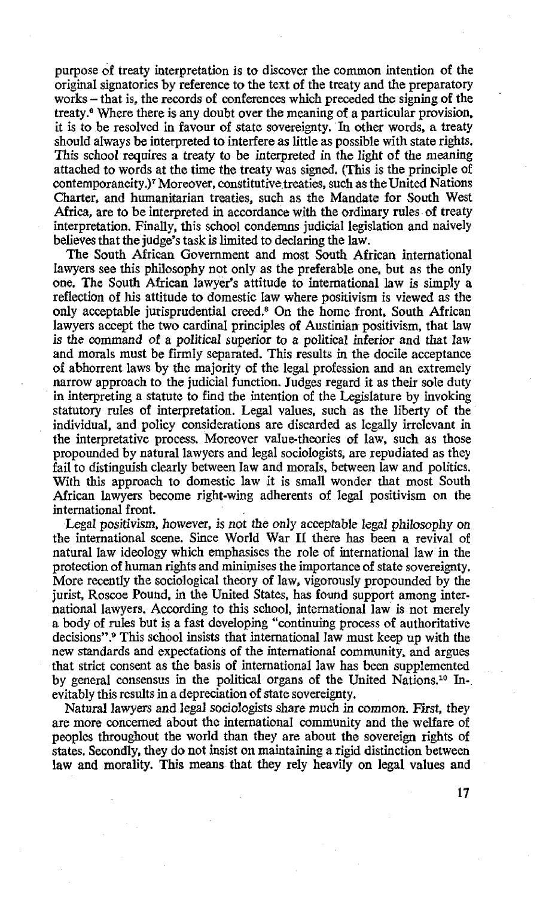purpose of treaty interpretation is to discover the common intention of the original signatories by reference to the text of the treaty and the preparatory works – that is, the records of conferences which preceded the signing of the treaty.[6] Where there is any doubt over the meaning of a particular provision, it is to be resolved in favour of state sovereignty. In other words, a treaty should always be interpreted to interfere as little as possible with state rights. This school requires a treaty to be interpreted in the light of the meaning attached to words at the time the treaty was signed. (This is the principle of contemporaneity.)[7] Moreover, constitutive treaties, such as the United Nations Charter, and humanitarian treaties, such as the Mandate for South West Africa, are to be interpreted in accordance with the ordinary rules of treaty interpretation. Finally, this school condemns judicial legislation and naively believes that the judge's task is limited to declaring the law.

The South African Government and most South African international lawyers see this philosophy not only as the preferable one, but as the only one. The South African lawyer's attitude to international law is simply a reflection of his attitude to domestic law where positivism is viewed as the only acceptable jurisprudential creed.[8] On the home front, South African lawyers accept the two cardinal principles of Austinian positivism, that law is the command of a political superior to a political inferior and that law and morals must be firmly separated. This results in the docile acceptance of abhorrent laws by the majority of the legal profession and an extremely narrow approach to the judicial function. Judges regard it as their sole duty in interpreting a statute to find the intention of the Legislature by invoking statutory rules of interpretation. Legal values, such as the liberty of the individual, and policy considerations are discarded as legally irrelevant in the interpretative process. Moreover value-theories of law, such as those propounded by natural lawyers and legal sociologists, are repudiated as they fail to distinguish clearly between law and morals, between law and politics. With this approach to domestic law it is small wonder that most South African lawyers become right-wing adherents of legal positivism on the international front.

Legal positivism, however, is not the only acceptable legal philosophy on the international scene. Since World War II there has been a revival of natural law ideology which emphasises the role of international law in the protection of human rights and minimises the importance of state sovereignty. More recently the sociological theory of law, vigorously propounded by the jurist, Roscoe Pound, in the United States, has found support among international lawyers. According to this school, international law is not merely a body of rules but is a fast developing "continuing process of authoritative decisions".[9] This school insists that international law must keep up with the new standards and expectations of the international community, and argues that strict consent as the basis of international law has been supplemented by general consensus in the political organs of the United Nations.[10] Inevitably this results in a depreciation of state sovereignty.

Natural lawyers and legal sociologists share much in common. First, they are more concerned about the international community and the welfare of peoples throughout the world than they are about the sovereign rights of states. Secondly, they do not insist on maintaining a rigid distinction between law and morality. This means that they rely heavily on legal values and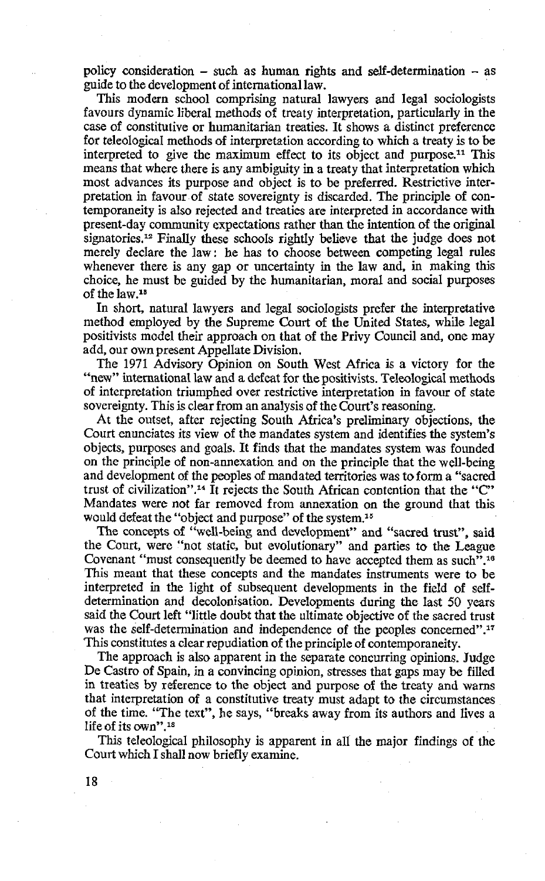policy consideration – such as human rights and self-determination – as guide to the development of international law.

This modern school comprising natural lawyers and legal sociologists favours dynamic liberal methods of treaty interpretation, particularly in the case of constitutive or humanitarian treaties. It shows a distinct preference for teleological methods of interpretation according to which a treaty is to be interpreted to give the maximum effect to its object and purpose.[11] This means that where there is any ambiguity in a treaty that interpretation which most advances its purpose and object is to be preferred. Restrictive interpretation in favour of state sovereignty is discarded. The principle of contemporaneity is also rejected and treaties are interpreted in accordance with present-day community expectations rather than the intention of the original signatories.[12] Finally these schools rightly believe that the judge does not merely declare the law: he has to choose between competing legal rules whenever there is any gap or uncertainty in the law and, in making this choice, he must be guided by the humanitarian, moral and social purposes of the law.[13]

In short, natural lawyers and legal sociologists prefer the interpretative method employed by the Supreme Court of the United States, while legal positivists model their approach on that of the Privy Council and, one may add, our own present Appellate Division.

The 1971 Advisory Opinion on South West Africa is a victory for the "new" international law and a defeat for the positivists. Teleological methods of interpretation triumphed over restrictive interpretation in favour of state sovereignty. This is clear from an analysis of the Court's reasoning.

At the outset, after rejecting South Africa's preliminary objections, the Court enunciates its view of the mandates system and identifies the system's objects, purposes and goals. It finds that the mandates system was founded on the principle of non-annexation and on the principle that the well-being and development of the peoples of mandated territories was to form a "sacred trust of civilization".[14] It rejects the South African contention that the "C" Mandates were not far removed from annexation on the ground that this would defeat the "object and purpose" of the system.[15]

The concepts of "well-being and development" and "sacred trust", said the Court, were "not static, but evolutionary" and parties to the League Covenant "must consequently be deemed to have accepted them as such".[16] This meant that these concepts and the mandates instruments were to be interpreted in the light of subsequent developments in the field of self-determination and decolonisation. Developments during the last 50 years said the Court left "little doubt that the ultimate objective of the sacred trust was the self-determination and independence of the peoples concerned".[17] This constitutes a clear repudiation of the principle of contemporaneity.

The approach is also apparent in the separate concurring opinions. Judge De Castro of Spain, in a convincing opinion, stresses that gaps may be filled in treaties by reference to the object and purpose of the treaty and warns that interpretation of a constitutive treaty must adapt to the circumstances of the time. "The text", he says, "breaks away from its authors and lives a life of its own".[18]

This teleological philosophy is apparent in all the major findings of the Court which I shall now briefly examine.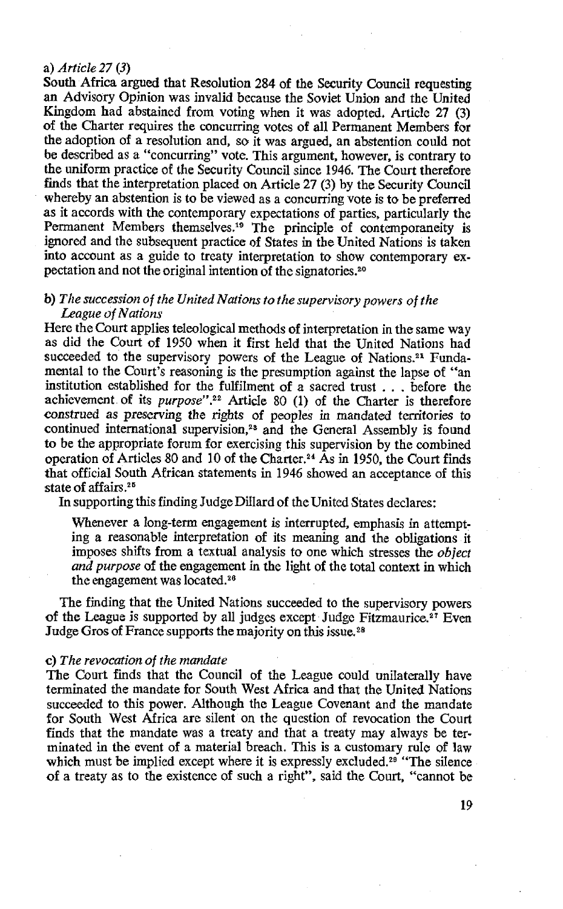a) *Article 27 (3)*

South Africa argued that Resolution 284 of the Security Council requesting an Advisory Opinion was invalid because the Soviet Union and the United Kingdom had abstained from voting when it was adopted. Article 27 (3) of the Charter requires the concurring votes of all Permanent Members for the adoption of a resolution and, so it was argued, an abstention could not be described as a "concurring" vote. This argument, however, is contrary to the uniform practice of the Security Council since 1946. The Court therefore finds that the interpretation placed on Article 27 (3) by the Security Council whereby an abstention is to be viewed as a concurring vote is to be preferred as it accords with the contemporary expectations of parties, particularly the Permanent Members themselves.[19] The principle of contemporaneity is ignored and the subsequent practice of States in the United Nations is taken into account as a guide to treaty interpretation to show contemporary expectation and not the original intention of the signatories.[20]

b) *The succession of the United Nations to the supervisory powers of the League of Nations*

Here the Court applies teleological methods of interpretation in the same way as did the Court of 1950 when it first held that the United Nations had succeeded to the supervisory powers of the League of Nations.[21] Fundamental to the Court's reasoning is the presumption against the lapse of "an institution established for the fulfilment of a sacred trust . . . before the achievement of its *purpose*".[22] Article 80 (1) of the Charter is therefore construed as preserving the rights of peoples in mandated territories to continued international supervision,[23] and the General Assembly is found to be the appropriate forum for exercising this supervision by the combined operation of Articles 80 and 10 of the Charter.[24] As in 1950, the Court finds that official South African statements in 1946 showed an acceptance of this state of affairs.[25]

In supporting this finding Judge Dillard of the United States declares:

> Whenever a long-term engagement is interrupted, emphasis in attempting a reasonable interpretation of its meaning and the obligations it imposes shifts from a textual analysis to one which stresses the *object and purpose* of the engagement in the light of the total context in which the engagement was located.[26]

The finding that the United Nations succeeded to the supervisory powers of the League is supported by all judges except Judge Fitzmaurice.[27] Even Judge Gros of France supports the majority on this issue.[28]

c) *The revocation of the mandate*

The Court finds that the Council of the League could unilaterally have terminated the mandate for South West Africa and that the United Nations succeeded to this power. Although the League Covenant and the mandate for South West Africa are silent on the question of revocation the Court finds that the mandate was a treaty and that a treaty may always be terminated in the event of a material breach. This is a customary rule of law which must be implied except where it is expressly excluded.[29] "The silence of a treaty as to the existence of such a right", said the Court, "cannot be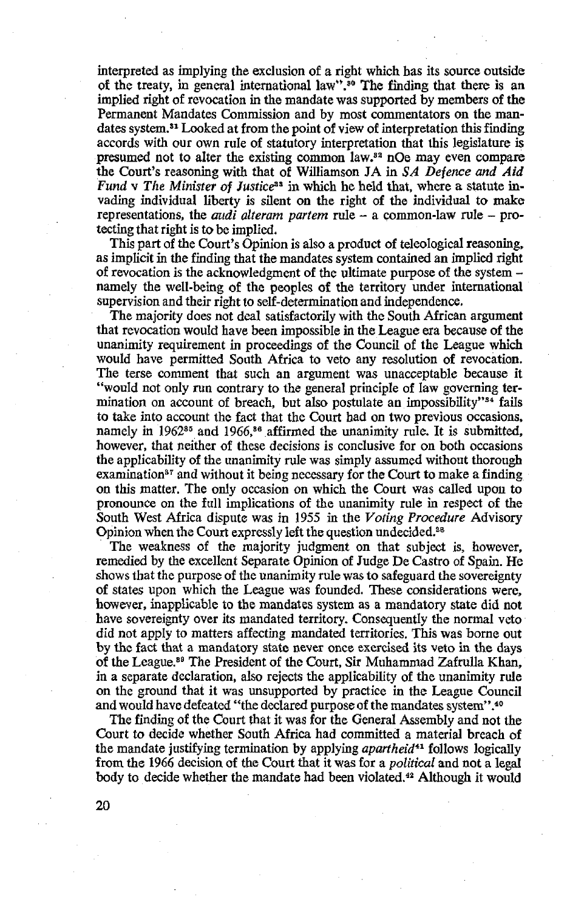interpreted as implying the exclusion of a right which has its source outside of the treaty, in general international law".[30] The finding that there is an implied right of revocation in the mandate was supported by members of the Permanent Mandates Commission and by most commentators on the mandates system.[31] Looked at from the point of view of interpretation this finding accords with our own rule of statutory interpretation that the legislature is presumed not to alter the existing common law.[32] nOe may even compare the Court's reasoning with that of Williamson JA in *SA Defence and Aid Fund* v *The Minister of Justice*[33] in which he held that, where a statute invading individual liberty is silent on the right of the individual to make representations, the *audi alteram partem* rule – a common-law rule – protecting that right is to be implied.

This part of the Court's Opinion is also a product of teleological reasoning, as implicit in the finding that the mandates system contained an implied right of revocation is the acknowledgment of the ultimate purpose of the system – namely the well-being of the peoples of the territory under international supervision and their right to self-determination and independence.

The majority does not deal satisfactorily with the South African argument that revocation would have been impossible in the League era because of the unanimity requirement in proceedings of the Council of the League which would have permitted South Africa to veto any resolution of revocation. The terse comment that such an argument was unacceptable because it "would not only run contrary to the general principle of law governing termination on account of breach, but also postulate an impossibility"[34] fails to take into account the fact that the Court had on two previous occasions, namely in 1962[35] and 1966,[36] affirmed the unanimity rule. It is submitted, however, that neither of these decisions is conclusive for on both occasions the applicability of the unanimity rule was simply assumed without thorough examination[37] and without it being necessary for the Court to make a finding on this matter. The only occasion on which the Court was called upon to pronounce on the full implications of the unanimity rule in respect of the South West Africa dispute was in 1955 in the *Voting Procedure* Advisory Opinion when the Court expressly left the question undecided.[38]

The weakness of the majority judgment on that subject is, however, remedied by the excellent Separate Opinion of Judge De Castro of Spain. He shows that the purpose of the unanimity rule was to safeguard the sovereignty of states upon which the League was founded. These considerations were, however, inapplicable to the mandates system as a mandatory state did not have sovereignty over its mandated territory. Consequently the normal veto did not apply to matters affecting mandated territories. This was borne out by the fact that a mandatory state never once exercised its veto in the days of the League.[39] The President of the Court, Sir Muhammad Zafrulla Khan, in a separate declaration, also rejects the applicability of the unanimity rule on the ground that it was unsupported by practice in the League Council and would have defeated "the declared purpose of the mandates system".[40]

The finding of the Court that it was for the General Assembly and not the Court to decide whether South Africa had committed a material breach of the mandate justifying termination by applying *apartheid*[41] follows logically from the 1966 decision of the Court that it was for a *political* and not a legal body to decide whether the mandate had been violated.[42] Although it would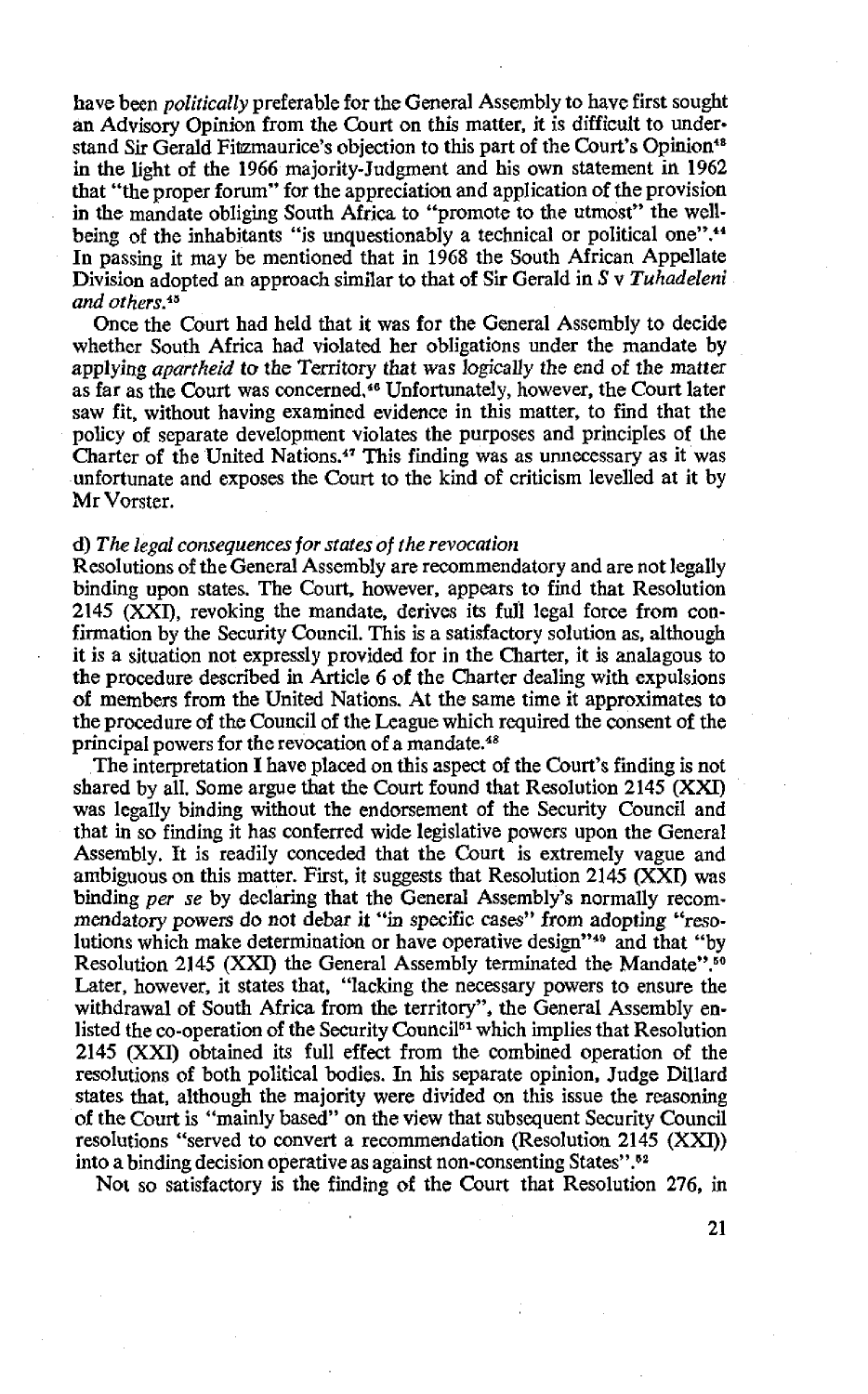have been *politically* preferable for the General Assembly to have first sought an Advisory Opinion from the Court on this matter, it is difficult to understand Sir Gerald Fitzmaurice's objection to this part of the Court's Opinion[43] in the light of the 1966 majority-Judgment and his own statement in 1962 that "the proper forum" for the appreciation and application of the provision in the mandate obliging South Africa to "promote to the utmost" the well-being of the inhabitants "is unquestionably a technical or political one".[44] In passing it may be mentioned that in 1968 the South African Appellate Division adopted an approach similar to that of Sir Gerald in *S* v *Tuhadeleni and others*.[45]

Once the Court had held that it was for the General Assembly to decide whether South Africa had violated her obligations under the mandate by applying *apartheid* to the Territory that was logically the end of the matter as far as the Court was concerned.[46] Unfortunately, however, the Court later saw fit, without having examined evidence in this matter, to find that the policy of separate development violates the purposes and principles of the Charter of the United Nations.[47] This finding was as unnecessary as it was unfortunate and exposes the Court to the kind of criticism levelled at it by Mr Vorster.

d) *The legal consequences for states of the revocation*

Resolutions of the General Assembly are recommendatory and are not legally binding upon states. The Court, however, appears to find that Resolution 2145 (XXI), revoking the mandate, derives its full legal force from confirmation by the Security Council. This is a satisfactory solution as, although it is a situation not expressly provided for in the Charter, it is analagous to the procedure described in Article 6 of the Charter dealing with expulsions of members from the United Nations. At the same time it approximates to the procedure of the Council of the League which required the consent of the principal powers for the revocation of a mandate.[48]

The interpretation I have placed on this aspect of the Court's finding is not shared by all. Some argue that the Court found that Resolution 2145 (XXI) was legally binding without the endorsement of the Security Council and that in so finding it has conferred wide legislative powers upon the General Assembly. It is readily conceded that the Court is extremely vague and ambiguous on this matter. First, it suggests that Resolution 2145 (XXI) was binding *per se* by declaring that the General Assembly's normally recommendatory powers do not debar it "in specific cases" from adopting "resolutions which make determination or have operative design"[49] and that "by Resolution 2145 (XXI) the General Assembly terminated the Mandate".[50] Later, however, it states that, "lacking the necessary powers to ensure the withdrawal of South Africa from the territory", the General Assembly enlisted the co-operation of the Security Council[51] which implies that Resolution 2145 (XXI) obtained its full effect from the combined operation of the resolutions of both political bodies. In his separate opinion, Judge Dillard states that, although the majority were divided on this issue the reasoning of the Court is "mainly based" on the view that subsequent Security Council resolutions "served to convert a recommendation (Resolution 2145 (XXI)) into a binding decision operative as against non-consenting States".[52]

Not so satisfactory is the finding of the Court that Resolution 276, in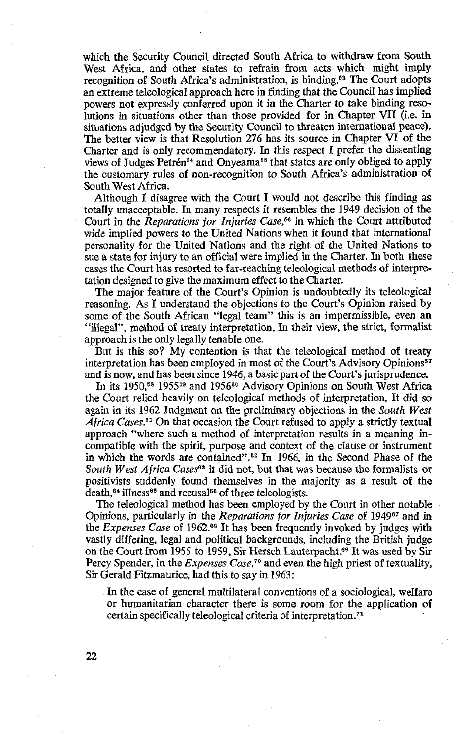which the Security Council directed South Africa to withdraw from South West Africa, and other states to refrain from acts which might imply recognition of South Africa's administration, is binding.[53] The Court adopts an extreme teleological approach here in finding that the Council has implied powers not expressly conferred upon it in the Charter to take binding resolutions in situations other than those provided for in Chapter VII (i.e. in situations adjudged by the Security Council to threaten international peace). The better view is that Resolution 276 has its source in Chapter VI of the Charter and is only recommendatory. In this respect I prefer the dissenting views of Judges Petrén[54] and Onyeama[55] that states are only obliged to apply the customary rules of non-recognition to South Africa's administration of South West Africa.

Although I disagree with the Court I would not describe this finding as totally unacceptable. In many respects it resembles the 1949 decision of the Court in the *Reparations for Injuries Case*,[56] in which the Court attributed wide implied powers to the United Nations when it found that international personality for the United Nations and the right of the United Nations to sue a state for injury to an official were implied in the Charter. In both these cases the Court has resorted to far-reaching teleological methods of interpretation designed to give the maximum effect to the Charter.

The major feature of the Court's Opinion is undoubtedly its teleological reasoning. As I understand the objections to the Court's Opinion raised by some of the South African "legal team" this is an impermissible, even an "illegal", method of treaty interpretation. In their view, the strict, formalist approach is the only legally tenable one.

But is this so? My contention is that the teleological method of treaty interpretation has been employed in most of the Court's Advisory Opinions[57] and is now, and has been since 1946, a basic part of the Court's jurisprudence.

In its 1950,[58] 1955[59] and 1956[60] Advisory Opinions on South West Africa the Court relied heavily on teleological methods of interpretation. It did so again in its 1962 Judgment on the preliminary objections in the *South West Africa Cases*.[61] On that occasion the Court refused to apply a strictly textual approach "where such a method of interpretation results in a meaning incompatible with the spirit, purpose and context of the clause or instrument in which the words are contained".[62] In 1966, in the Second Phase of the *South West Africa Cases*[63] it did not, but that was because the formalists or positivists suddenly found themselves in the majority as a result of the death,[64] illness[65] and recusal[66] of three teleologists.

The teleological method has been employed by the Court in other notable Opinions, particularly in the *Reparations for Injuries Case* of 1949[67] and in the *Expenses Case* of 1962.[68] It has been frequently invoked by judges with vastly differing, legal and political backgrounds, including the British judge on the Court from 1955 to 1959, Sir Hersch Lauterpacht.[69] It was used by Sir Percy Spender, in the *Expenses Case*,[70] and even the high priest of textuality, Sir Gerald Fitzmaurice, had this to say in 1963:

> In the case of general multilateral conventions of a sociological, welfare or humanitarian character there is some room for the application of certain specifically teleological criteria of interpretation.[71]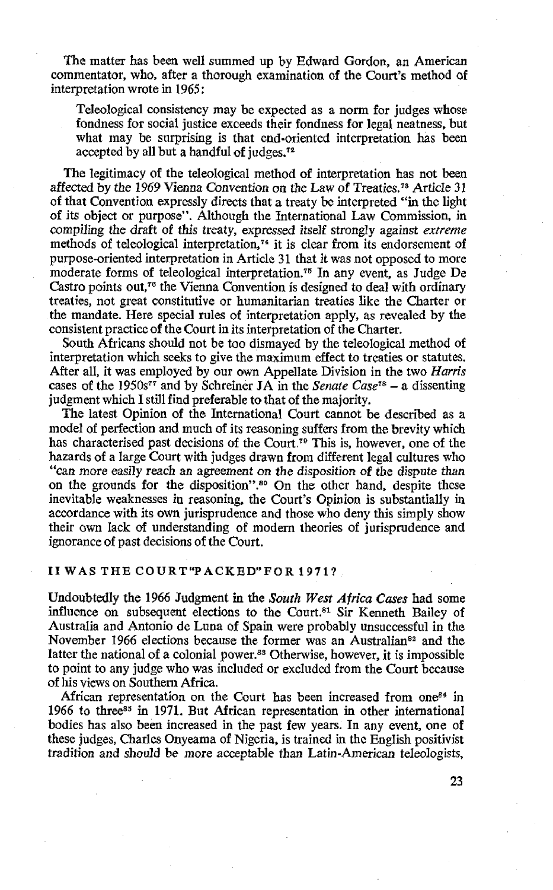The matter has been well summed up by Edward Gordon, an American commentator, who, after a thorough examination of the Court's method of interpretation wrote in 1965:

> Teleological consistency may be expected as a norm for judges whose fondness for social justice exceeds their fondness for legal neatness, but what may be surprising is that end-oriented interpretation has been accepted by all but a handful of judges.[72]

The legitimacy of the teleological method of interpretation has not been affected by the 1969 Vienna Convention on the Law of Treaties.[73] Article 31 of that Convention expressly directs that a treaty be interpreted "in the light of its object or purpose". Although the International Law Commission, in compiling the draft of this treaty, expressed itself strongly against *extreme* methods of teleological interpretation,[74] it is clear from its endorsement of purpose-oriented interpretation in Article 31 that it was not opposed to more moderate forms of teleological interpretation.[75] In any event, as Judge De Castro points out,[76] the Vienna Convention is designed to deal with ordinary treaties, not great constitutive or humanitarian treaties like the Charter or the mandate. Here special rules of interpretation apply, as revealed by the consistent practice of the Court in its interpretation of the Charter.

South Africans should not be too dismayed by the teleological method of interpretation which seeks to give the maximum effect to treaties or statutes. After all, it was employed by our own Appellate Division in the two *Harris* cases of the 1950s[77] and by Schreiner JA in the *Senate Case*[78] – a dissenting judgment which I still find preferable to that of the majority.

The latest Opinion of the International Court cannot be described as a model of perfection and much of its reasoning suffers from the brevity which has characterised past decisions of the Court.[79] This is, however, one of the hazards of a large Court with judges drawn from different legal cultures who "can more easily reach an agreement on the disposition of the dispute than on the grounds for the disposition".[80] On the other hand, despite these inevitable weaknesses in reasoning, the Court's Opinion is substantially in accordance with its own jurisprudence and those who deny this simply show their own lack of understanding of modern theories of jurisprudence and ignorance of past decisions of the Court.

## II WAS THE COURT "PACKED" FOR 1971?

Undoubtedly the 1966 Judgment in the *South West Africa Cases* had some influence on subsequent elections to the Court.[81] Sir Kenneth Bailey of Australia and Antonio de Luna of Spain were probably unsuccessful in the November 1966 elections because the former was an Australian[82] and the latter the national of a colonial power.[83] Otherwise, however, it is impossible to point to any judge who was included or excluded from the Court because of his views on Southern Africa.

African representation on the Court has been increased from one[84] in 1966 to three[85] in 1971. But African representation in other international bodies has also been increased in the past few years. In any event, one of these judges, Charles Onyeama of Nigeria, is trained in the English positivist tradition and should be more acceptable than Latin-American teleologists,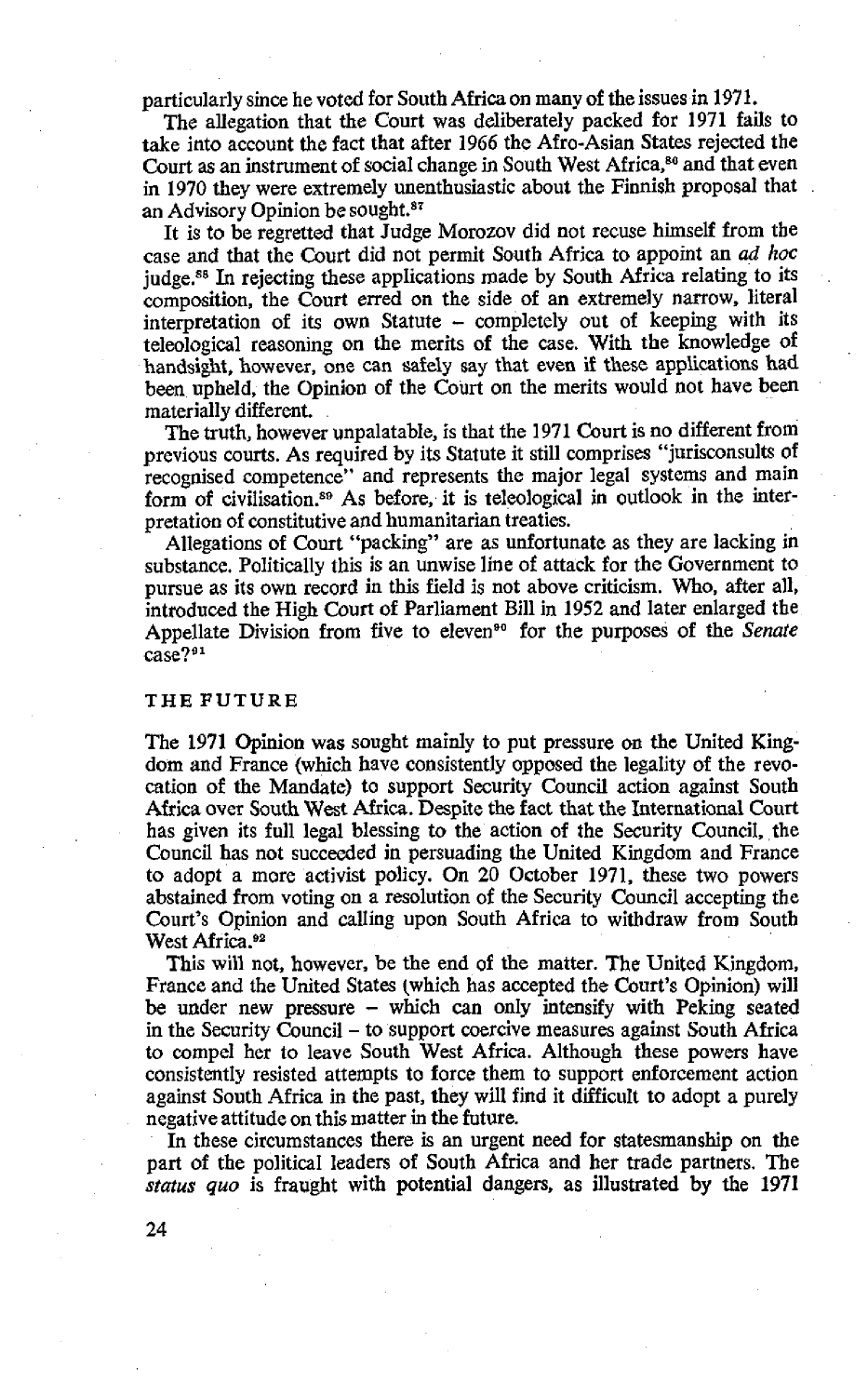particularly since he voted for South Africa on many of the issues in 1971.

The allegation that the Court was deliberately packed for 1971 fails to take into account the fact that after 1966 the Afro-Asian States rejected the Court as an instrument of social change in South West Africa,[86] and that even in 1970 they were extremely unenthusiastic about the Finnish proposal that an Advisory Opinion be sought.[87]

It is to be regretted that Judge Morozov did not recuse himself from the case and that the Court did not permit South Africa to appoint an *ad hoc* judge.[88] In rejecting these applications made by South Africa relating to its composition, the Court erred on the side of an extremely narrow, literal interpretation of its own Statute – completely out of keeping with its teleological reasoning on the merits of the case. With the knowledge of handsight, however, one can safely say that even if these applications had been upheld, the Opinion of the Court on the merits would not have been materially different.

The truth, however unpalatable, is that the 1971 Court is no different from previous courts. As required by its Statute it still comprises "jurisconsults of recognised competence" and represents the major legal systems and main form of civilisation.[89] As before, it is teleological in outlook in the interpretation of constitutive and humanitarian treaties.

Allegations of Court "packing" are as unfortunate as they are lacking in substance. Politically this is an unwise line of attack for the Government to pursue as its own record in this field is not above criticism. Who, after all, introduced the High Court of Parliament Bill in 1952 and later enlarged the Appellate Division from five to eleven[90] for the purposes of the *Senate* case?[91]

## THE FUTURE

The 1971 Opinion was sought mainly to put pressure on the United Kingdom and France (which have consistently opposed the legality of the revocation of the Mandate) to support Security Council action against South Africa over South West Africa. Despite the fact that the International Court has given its full legal blessing to the action of the Security Council, the Council has not succeeded in persuading the United Kingdom and France to adopt a more activist policy. On 20 October 1971, these two powers abstained from voting on a resolution of the Security Council accepting the Court's Opinion and calling upon South Africa to withdraw from South West Africa.[92]

This will not, however, be the end of the matter. The United Kingdom, France and the United States (which has accepted the Court's Opinion) will be under new pressure – which can only intensify with Peking seated in the Security Council – to support coercive measures against South Africa to compel her to leave South West Africa. Although these powers have consistently resisted attempts to force them to support enforcement action against South Africa in the past, they will find it difficult to adopt a purely negative attitude on this matter in the future.

In these circumstances there is an urgent need for statesmanship on the part of the political leaders of South Africa and her trade partners. The *status quo* is fraught with potential dangers, as illustrated by the 1971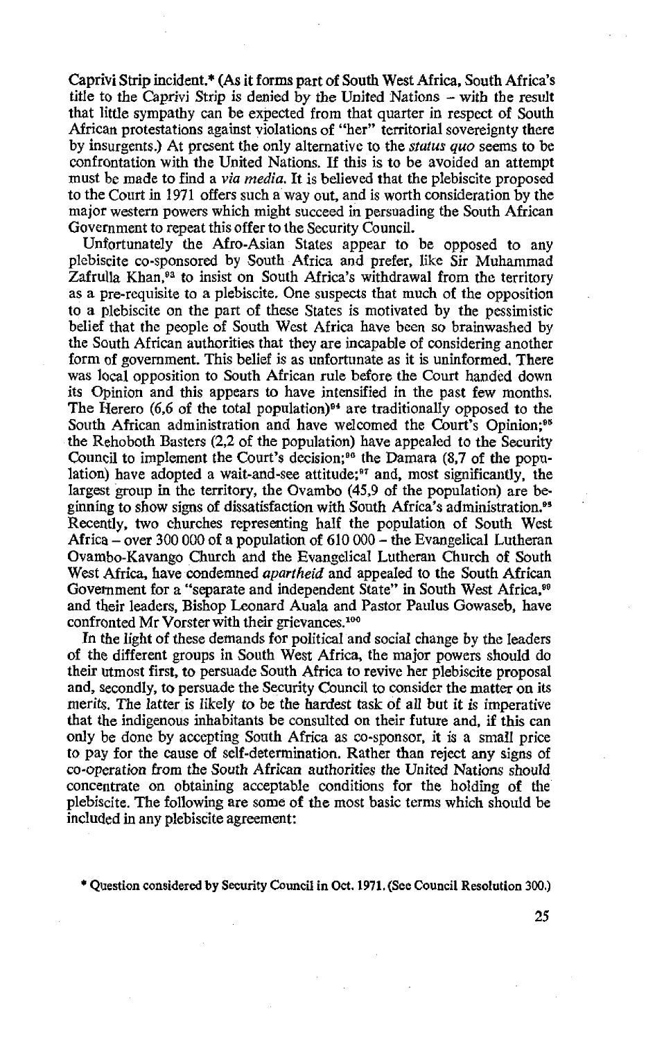Caprivi Strip incident.* (As it forms part of South West Africa, South Africa's title to the Caprivi Strip is denied by the United Nations – with the result that little sympathy can be expected from that quarter in respect of South African protestations against violations of "her" territorial sovereignty there by insurgents.) At present the only alternative to the *status quo* seems to be confrontation with the United Nations. If this is to be avoided an attempt must be made to find a *via media*. It is believed that the plebiscite proposed to the Court in 1971 offers such a way out, and is worth consideration by the major western powers which might succeed in persuading the South African Government to repeat this offer to the Security Council.

Unfortunately the Afro-Asian States appear to be opposed to any plebiscite co-sponsored by South Africa and prefer, like Sir Muhammad Zafrulla Khan,[93] to insist on South Africa's withdrawal from the territory as a pre-requisite to a plebiscite. One suspects that much of the opposition to a plebiscite on the part of these States is motivated by the pessimistic belief that the people of South West Africa have been so brainwashed by the South African authorities that they are incapable of considering another form of government. This belief is as unfortunate as it is uninformed. There was local opposition to South African rule before the Court handed down its Opinion and this appears to have intensified in the past few months. The Herero (6,6 of the total population)[94] are traditionally opposed to the South African administration and have welcomed the Court's Opinion;[95] the Rehoboth Basters (2,2 of the population) have appealed to the Security Council to implement the Court's decision;[96] the Damara (8,7 of the population) have adopted a wait-and-see attitude;[97] and, most significantly, the largest group in the territory, the Ovambo (45,9 of the population) are beginning to show signs of dissatisfaction with South Africa's administration.[98] Recently, two churches representing half the population of South West Africa – over 300 000 of a population of 610 000 – the Evangelical Lutheran Ovambo-Kavango Church and the Evangelical Lutheran Church of South West Africa, have condemned *apartheid* and appealed to the South African Government for a "separate and independent State" in South West Africa,[99] and their leaders, Bishop Leonard Auala and Pastor Paulus Gowaseb, have confronted Mr Vorster with their grievances.[100]

In the light of these demands for political and social change by the leaders of the different groups in South West Africa, the major powers should do their utmost first, to persuade South Africa to revive her plebiscite proposal and, secondly, to persuade the Security Council to consider the matter on its merits. The latter is likely to be the hardest task of all but it is imperative that the indigenous inhabitants be consulted on their future and, if this can only be done by accepting South Africa as co-sponsor, it is a small price to pay for the cause of self-determination. Rather than reject any signs of co-operation from the South African authorities the United Nations should concentrate on obtaining acceptable conditions for the holding of the plebiscite. The following are some of the most basic terms which should be included in any plebiscite agreement:

\* Question considered by Security Council in Oct. 1971. (See Council Resolution 300.)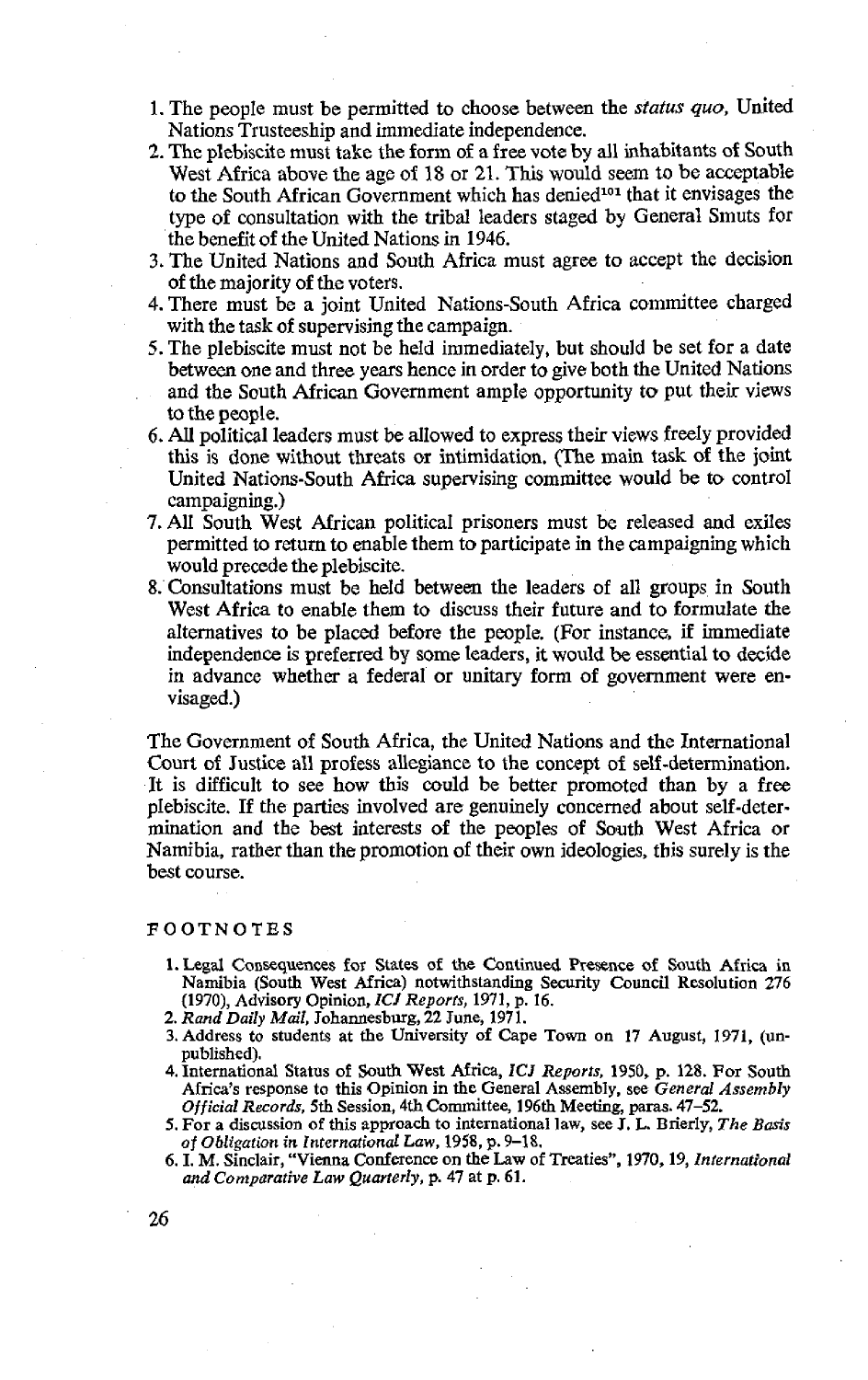1. The people must be permitted to choose between the *status quo*, United Nations Trusteeship and immediate independence.
2. The plebiscite must take the form of a free vote by all inhabitants of South West Africa above the age of 18 or 21. This would seem to be acceptable to the South African Government which has denied[101] that it envisages the type of consultation with the tribal leaders staged by General Smuts for the benefit of the United Nations in 1946.
3. The United Nations and South Africa must agree to accept the decision of the majority of the voters.
4. There must be a joint United Nations-South Africa committee charged with the task of supervising the campaign.
5. The plebiscite must not be held immediately, but should be set for a date between one and three years hence in order to give both the United Nations and the South African Government ample opportunity to put their views to the people.
6. All political leaders must be allowed to express their views freely provided this is done without threats or intimidation. (The main task of the joint United Nations-South Africa supervising committee would be to control campaigning.)
7. All South West African political prisoners must be released and exiles permitted to return to enable them to participate in the campaigning which would precede the plebiscite.
8. Consultations must be held between the leaders of all groups in South West Africa to enable them to discuss their future and to formulate the alternatives to be placed before the people. (For instance, if immediate independence is preferred by some leaders, it would be essential to decide in advance whether a federal or unitary form of government were envisaged.)

The Government of South Africa, the United Nations and the International Court of Justice all profess allegiance to the concept of self-determination. It is difficult to see how this could be better promoted than by a free plebiscite. If the parties involved are genuinely concerned about self-determination and the best interests of the peoples of South West Africa or Namibia, rather than the promotion of their own ideologies, this surely is the best course.

## FOOTNOTES

1. Legal Consequences for States of the Continued Presence of South Africa in Namibia (South West Africa) notwithstanding Security Council Resolution 276 (1970), Advisory Opinion, *ICJ Reports*, 1971, p. 16.
2. *Rand Daily Mail*, Johannesburg, 22 June, 1971.
3. Address to students at the University of Cape Town on 17 August, 1971, (unpublished).
4. International Status of South West Africa, *ICJ Reports*, 1950, p. 128. For South Africa's response to this Opinion in the General Assembly, see *General Assembly Official Records*, 5th Session, 4th Committee, 196th Meeting, paras. 47–52.
5. For a discussion of this approach to international law, see J. L. Brierly, *The Basis of Obligation in International Law*, 1958, p. 9–18.
6. I. M. Sinclair, "Vienna Conference on the Law of Treaties", 1970, 19, *International and Comparative Law Quarterly*, p. 47 at p. 61.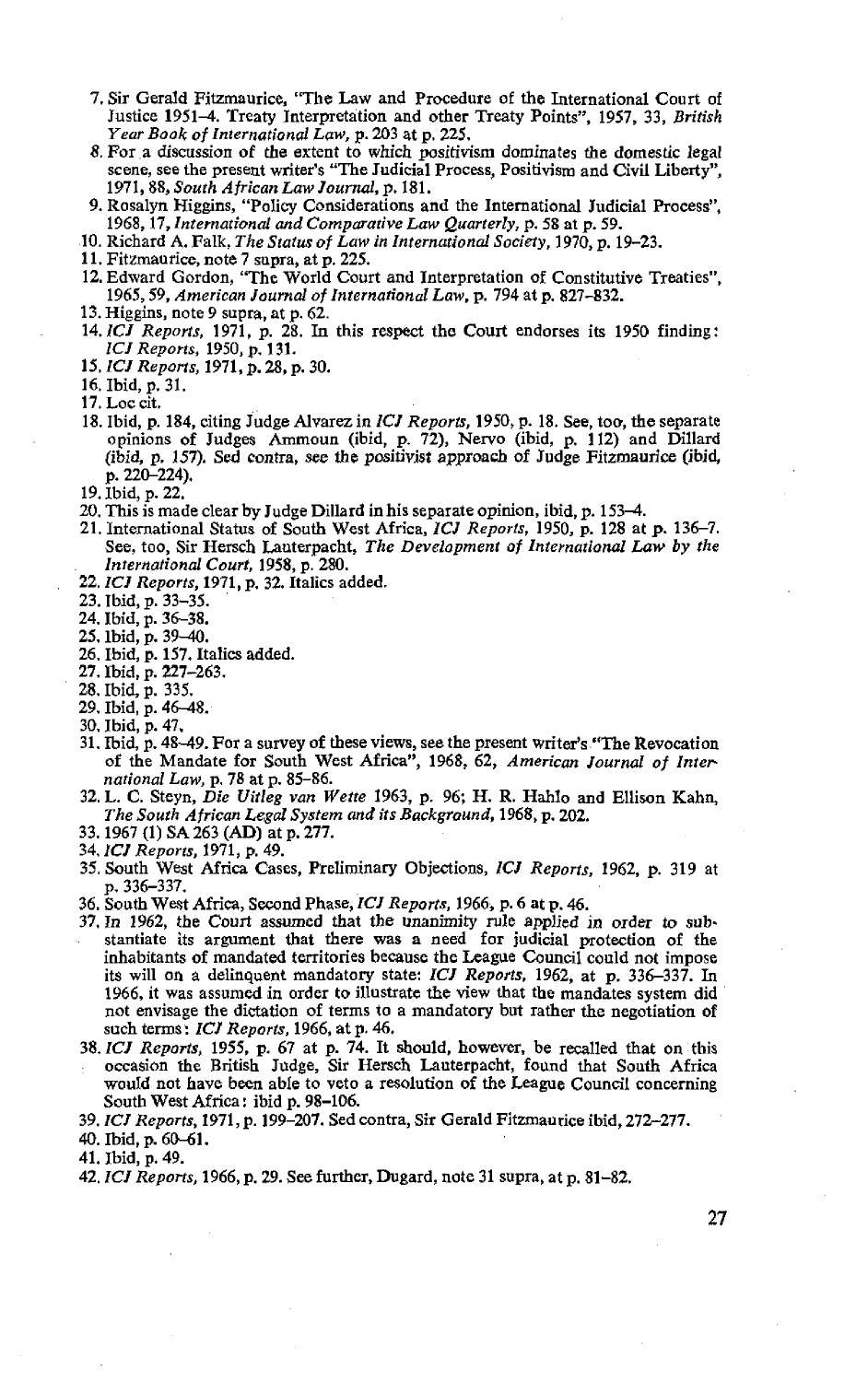7. Sir Gerald Fitzmaurice, "The Law and Procedure of the International Court of Justice 1951–4. Treaty Interpretation and other Treaty Points", 1957, 33, *British Year Book of International Law*, p. 203 at p. 225.
8. For a discussion of the extent to which positivism dominates the domestic legal scene, see the present writer's "The Judicial Process, Positivism and Civil Liberty", 1971, 88, *South African Law Journal*, p. 181.
9. Rosalyn Higgins, "Policy Considerations and the International Judicial Process", 1968, 17, *International and Comparative Law Quarterly*, p. 58 at p. 59.
10. Richard A. Falk, *The Status of Law in International Society*, 1970, p. 19–23.
11. Fitzmaurice, note 7 supra, at p. 225.
12. Edward Gordon, "The World Court and Interpretation of Constitutive Treaties", 1965, 59, *American Journal of International Law*, p. 794 at p. 827–832.
13. Higgins, note 9 supra, at p. 62.
14. *ICJ Reports*, 1971, p. 28. In this respect the Court endorses its 1950 finding: *ICJ Reports*, 1950, p. 131.
15. *ICJ Reports*, 1971, p. 28, p. 30.
16. Ibid, p. 31.
17. Loc cit.
18. Ibid, p. 184, citing Judge Alvarez in *ICJ Reports*, 1950, p. 18. See, too, the separate opinions of Judges Ammoun (ibid, p. 72), Nervo (ibid, p. 112) and Dillard (ibid, p. 157). Sed contra, see the positivist approach of Judge Fitzmaurice (ibid, p. 220–224).
19. Ibid, p. 22.
20. This is made clear by Judge Dillard in his separate opinion, ibid, p. 153–4.
21. International Status of South West Africa, *ICJ Reports*, 1950, p. 128 at p. 136–7. See, too, Sir Hersch Lauterpacht, *The Development of International Law by the International Court*, 1958, p. 280.
22. *ICJ Reports*, 1971, p. 32. Italics added.
23. Ibid, p. 33–35.
24. Ibid, p. 36–38.
25. Ibid, p. 39–40.
26. Ibid, p. 157. Italics added.
27. Ibid, p. 227–263.
28. Ibid, p. 335.
29. Ibid, p. 46–48.
30. Ibid, p. 47.
31. Ibid, p. 48–49. For a survey of these views, see the present writer's "The Revocation of the Mandate for South West Africa", 1968, 62, *American Journal of International Law*, p. 78 at p. 85–86.
32. L. C. Steyn, *Die Uitleg van Wette* 1963, p. 96; H. R. Hahlo and Ellison Kahn, *The South African Legal System and its Background*, 1968, p. 202.
33. 1967 (1) SA 263 (AD) at p. 277.
34. *ICJ Reports*, 1971, p. 49.
35. South West Africa Cases, Preliminary Objections, *ICJ Reports*, 1962, p. 319 at p. 336–337.
36. South West Africa, Second Phase, *ICJ Reports*, 1966, p. 6 at p. 46.
37. In 1962, the Court assumed that the unanimity rule applied in order to substantiate its argument that there was a need for judicial protection of the inhabitants of mandated territories because the League Council could not impose its will on a delinquent mandatory state: *ICJ Reports*, 1962, at p. 336–337. In 1966, it was assumed in order to illustrate the view that the mandates system did not envisage the dictation of terms to a mandatory but rather the negotiation of such terms: *ICJ Reports*, 1966, at p. 46.
38. *ICJ Reports*, 1955, p. 67 at p. 74. It should, however, be recalled that on this occasion the British Judge, Sir Hersch Lauterpacht, found that South Africa would not have been able to veto a resolution of the League Council concerning South West Africa: ibid p. 98–106.
39. *ICJ Reports*, 1971, p. 199–207. Sed contra, Sir Gerald Fitzmaurice ibid, 272–277.
40. Ibid, p. 60–61.
41. Ibid, p. 49.
42. *ICJ Reports*, 1966, p. 29. See further, Dugard, note 31 supra, at p. 81–82.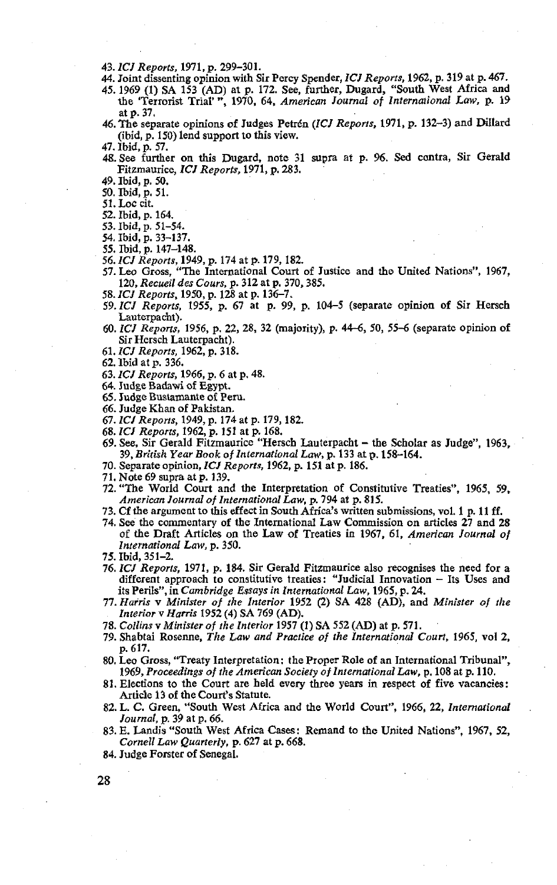43. *ICJ Reports*, 1971, p. 299–301.
44. Joint dissenting opinion with Sir Percy Spender, *ICJ Reports*, 1962, p. 319 at p. 467.
45. 1969 (1) SA 153 (AD) at p. 172. See, further, Dugard, "South West Africa and the 'Terrorist Trial' ", 1970, 64, *American Journal of International Law*, p. 19 at p. 37.
46. The separate opinions of Judges Petrén (*ICJ Reports*, 1971, p. 132–3) and Dillard (ibid, p. 150) lend support to this view.
47. Ibid, p. 57.
48. See further on this Dugard, note 31 supra at p. 96. Sed contra, Sir Gerald Fitzmaurice, *ICJ Reports*, 1971, p. 283.
49. Ibid, p. 50.
50. Ibid, p. 51.
51. Loc cit.
52. Ibid, p. 164.
53. Ibid, p. 51–54.
54. Ibid, p. 33–137.
55. Ibid, p. 147–148.
56. *ICJ Reports*, 1949, p. 174 at p. 179, 182.
57. Leo Gross, "The International Court of Justice and the United Nations", 1967, 120, *Recueil des Cours*, p. 312 at p. 370, 385.
58. *ICJ Reports*, 1950, p. 128 at p. 136–7.
59. *ICJ Reports*, 1955, p. 67 at p. 99, p. 104–5 (separate opinion of Sir Hersch Lauterpacht).
60. *ICJ Reports*, 1956, p. 22, 28, 32 (majority), p. 44–6, 50, 55–6 (separate opinion of Sir Hersch Lauterpacht).
61. *ICJ Reports*, 1962, p. 318.
62. Ibid at p. 336.
63. *ICJ Reports*, 1966, p. 6 at p. 48.
64. Judge Badawi of Egypt.
65. Judge Bustamante of Peru.
66. Judge Khan of Pakistan.
67. *ICJ Reports*, 1949, p. 174 at p. 179, 182.
68. *ICJ Reports*, 1962, p. 151 at p. 168.
69. See, Sir Gerald Fitzmaurice "Hersch Lauterpacht – the Scholar as Judge", 1963, 39, *British Year Book of International Law*, p. 133 at p. 158–164.
70. Separate opinion, *ICJ Reports*, 1962, p. 151 at p. 186.
71. Note 69 supra at p. 139.
72. "The World Court and the Interpretation of Constitutive Treaties", 1965, 59, *American Journal of International Law*, p. 794 at p. 815.
73. Cf the argument to this effect in South Africa's written submissions, vol. 1 p. 11 ff.
74. See the commentary of the International Law Commission on articles 27 and 28 of the Draft Articles on the Law of Treaties in 1967, 61, *American Journal of International Law*, p. 350.
75. Ibid, 351–2.
76. *ICJ Reports*, 1971, p. 184. Sir Gerald Fitzmaurice also recognises the need for a different approach to constitutive treaties: "Judicial Innovation – Its Uses and its Perils", in *Cambridge Essays in International Law*, 1965, p. 24.
77. *Harris* v *Minister of the Interior* 1952 (2) SA 428 (AD), and *Minister of the Interior* v *Harris* 1952 (4) SA 769 (AD).
78. *Collins* v *Minister of the Interior* 1957 (1) SA 552 (AD) at p. 571.
79. Shabtai Rosenne, *The Law and Practice of the International Court*, 1965, vol 2, p. 617.
80. Leo Gross, "Treaty Interpretation: the Proper Role of an International Tribunal", 1969, *Proceedings of the American Society of International Law*, p. 108 at p. 110.
81. Elections to the Court are held every three years in respect of five vacancies: Article 13 of the Court's Statute.
82. L. C. Green, "South West Africa and the World Court", 1966, 22, *International Journal*, p. 39 at p. 66.
83. E. Landis "South West Africa Cases: Remand to the United Nations", 1967, 52, *Cornell Law Quarterly*, p. 627 at p. 668.
84. Judge Forster of Senegal.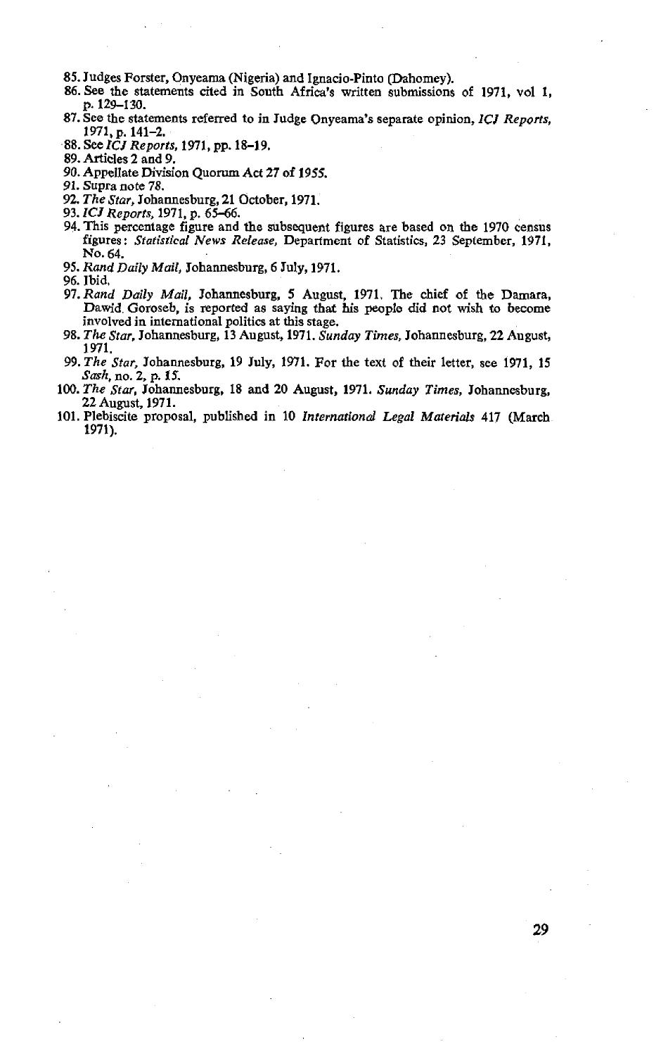85. Judges Forster, Onyeama (Nigeria) and Ignacio-Pinto (Dahomey).
86. See the statements cited in South Africa's written submissions of 1971, vol 1, p. 129–130.
87. See the statements referred to in Judge Onyeama's separate opinion, *ICJ Reports*, 1971, p. 141–2.
88. See *ICJ Reports*, 1971, pp. 18–19.
89. Articles 2 and 9.
90. Appellate Division Quorum Act 27 of 1955.
91. Supra note 78.
92. *The Star*, Johannesburg, 21 October, 1971.
93. *ICJ Reports*, 1971, p. 65–66.
94. This percentage figure and the subsequent figures are based on the 1970 census figures: *Statistical News Release*, Department of Statistics, 23 September, 1971, No. 64.
95. *Rand Daily Mail*, Johannesburg, 6 July, 1971.
96. Ibid.
97. *Rand Daily Mail*, Johannesburg, 5 August, 1971. The chief of the Damara, Dawid Goroseb, is reported as saying that his people did not wish to become involved in international politics at this stage.
98. *The Star*, Johannesburg, 13 August, 1971. *Sunday Times*, Johannesburg, 22 August, 1971.
99. *The Star*, Johannesburg, 19 July, 1971. For the text of their letter, see 1971, 15 *Sash*, no. 2, p. 15.
100. *The Star*, Johannesburg, 18 and 20 August, 1971. *Sunday Times*, Johannesburg, 22 August, 1971.
101. Plebiscite proposal, published in 10 *International Legal Materials* 417 (March 1971).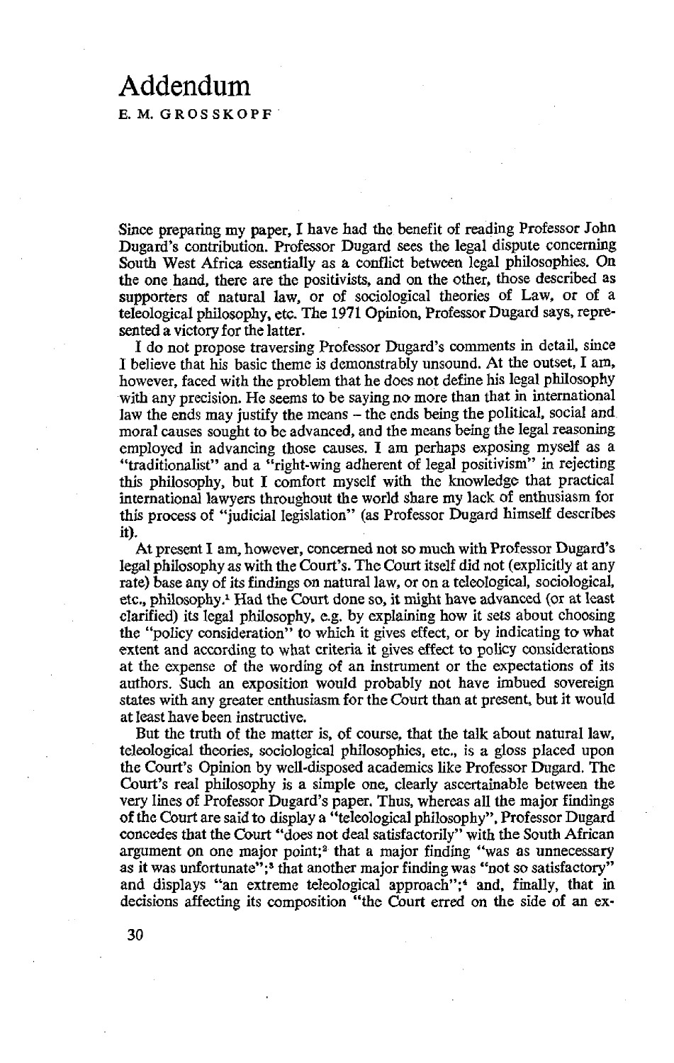# Addendum

E. M. GROSSKOPF

Since preparing my paper, I have had the benefit of reading Professor John Dugard's contribution. Professor Dugard sees the legal dispute concerning South West Africa essentially as a conflict between legal philosophies. On the one hand, there are the positivists, and on the other, those described as supporters of natural law, or of sociological theories of Law, or of a teleological philosophy, etc. The 1971 Opinion, Professor Dugard says, represented a victory for the latter.

I do not propose traversing Professor Dugard's comments in detail, since I believe that his basic theme is demonstrably unsound. At the outset, I am, however, faced with the problem that he does not define his legal philosophy with any precision. He seems to be saying no more than that in international law the ends may justify the means – the ends being the political, social and moral causes sought to be advanced, and the means being the legal reasoning employed in advancing those causes. I am perhaps exposing myself as a "traditionalist" and a "right-wing adherent of legal positivism" in rejecting this philosophy, but I comfort myself with the knowledge that practical international lawyers throughout the world share my lack of enthusiasm for this process of "judicial legislation" (as Professor Dugard himself describes it).

At present I am, however, concerned not so much with Professor Dugard's legal philosophy as with the Court's. The Court itself did not (explicitly at any rate) base any of its findings on natural law, or on a teleological, sociological, etc., philosophy.[1] Had the Court done so, it might have advanced (or at least clarified) its legal philosophy, e.g. by explaining how it sets about choosing the "policy consideration" to which it gives effect, or by indicating to what extent and according to what criteria it gives effect to policy considerations at the expense of the wording of an instrument or the expectations of its authors. Such an exposition would probably not have imbued sovereign states with any greater enthusiasm for the Court than at present, but it would at least have been instructive.

But the truth of the matter is, of course, that the talk about natural law, teleological theories, sociological philosophies, etc., is a gloss placed upon the Court's Opinion by well-disposed academics like Professor Dugard. The Court's real philosophy is a simple one, clearly ascertainable between the very lines of Professor Dugard's paper. Thus, whereas all the major findings of the Court are said to display a "teleological philosophy", Professor Dugard concedes that the Court "does not deal satisfactorily" with the South African argument on one major point;[2] that a major finding "was as unnecessary as it was unfortunate";[3] that another major finding was "not so satisfactory" and displays "an extreme teleological approach";[4] and, finally, that in decisions affecting its composition "the Court erred on the side of an ex-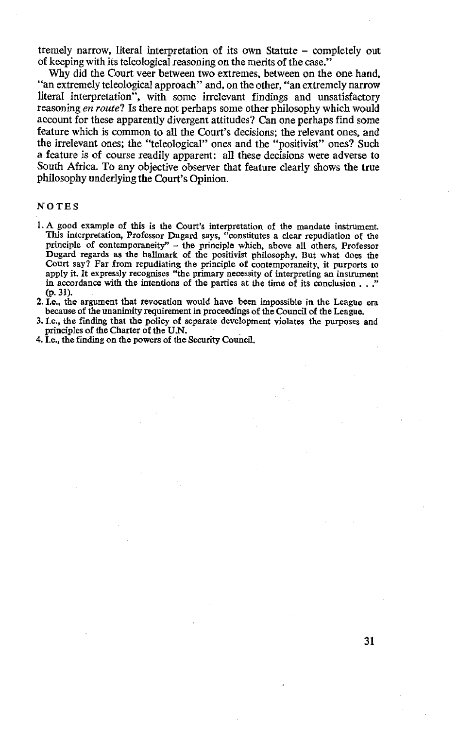tremely narrow, literal interpretation of its own Statute – completely out of keeping with its teleological reasoning on the merits of the case."

Why did the Court veer between two extremes, between on the one hand, "an extremely teleological approach" and, on the other, "an extremely narrow literal interpretation", with some irrelevant findings and unsatisfactory reasoning *en route*? Is there not perhaps some other philosophy which would account for these apparently divergent attitudes? Can one perhaps find some feature which is common to all the Court's decisions; the relevant ones, and the irrelevant ones; the "teleological" ones and the "positivist" ones? Such a feature is of course readily apparent: all these decisions were adverse to South Africa. To any objective observer that feature clearly shows the true philosophy underlying the Court's Opinion.

## NOTES

1. A good example of this is the Court's interpretation of the mandate instrument. This interpretation, Professor Dugard says, "constitutes a clear repudiation of the principle of contemporaneity" – the principle which, above all others, Professor Dugard regards as the hallmark of the positivist philosophy. But what does the Court say? Far from repudiating the principle of contemporaneity, it purports to apply it. It expressly recognises "the primary necessity of interpreting an instrument in accordance with the intentions of the parties at the time of its conclusion . . ." (p. 31).
2. I.e., the argument that revocation would have been impossible in the League era because of the unanimity requirement in proceedings of the Council of the League.
3. I.e., the finding that the policy of separate development violates the purposes and principles of the Charter of the U.N.
4. I.e., the finding on the powers of the Security Council.